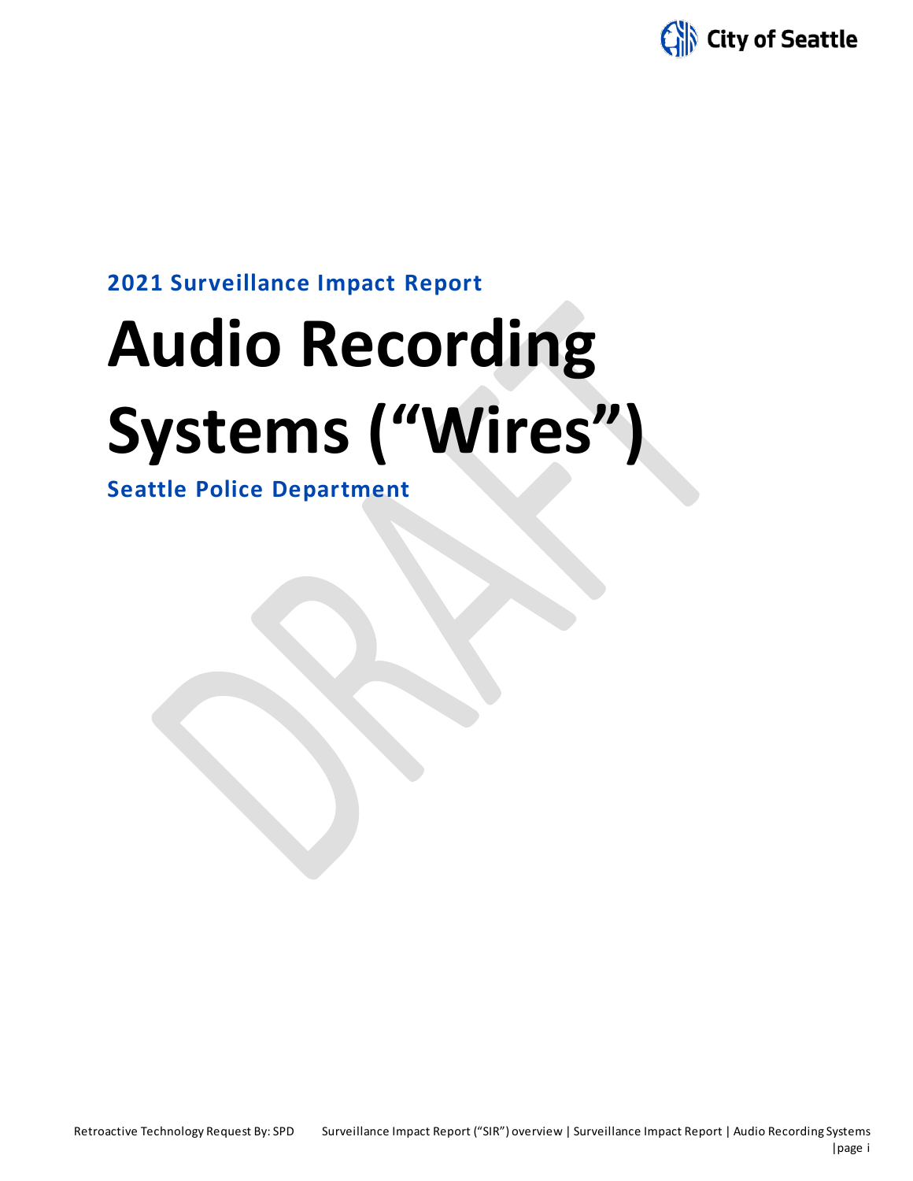**2021 Surveillance Impact Report**

# Audio Recording Systems ("Wires")

**Seattle Police Department**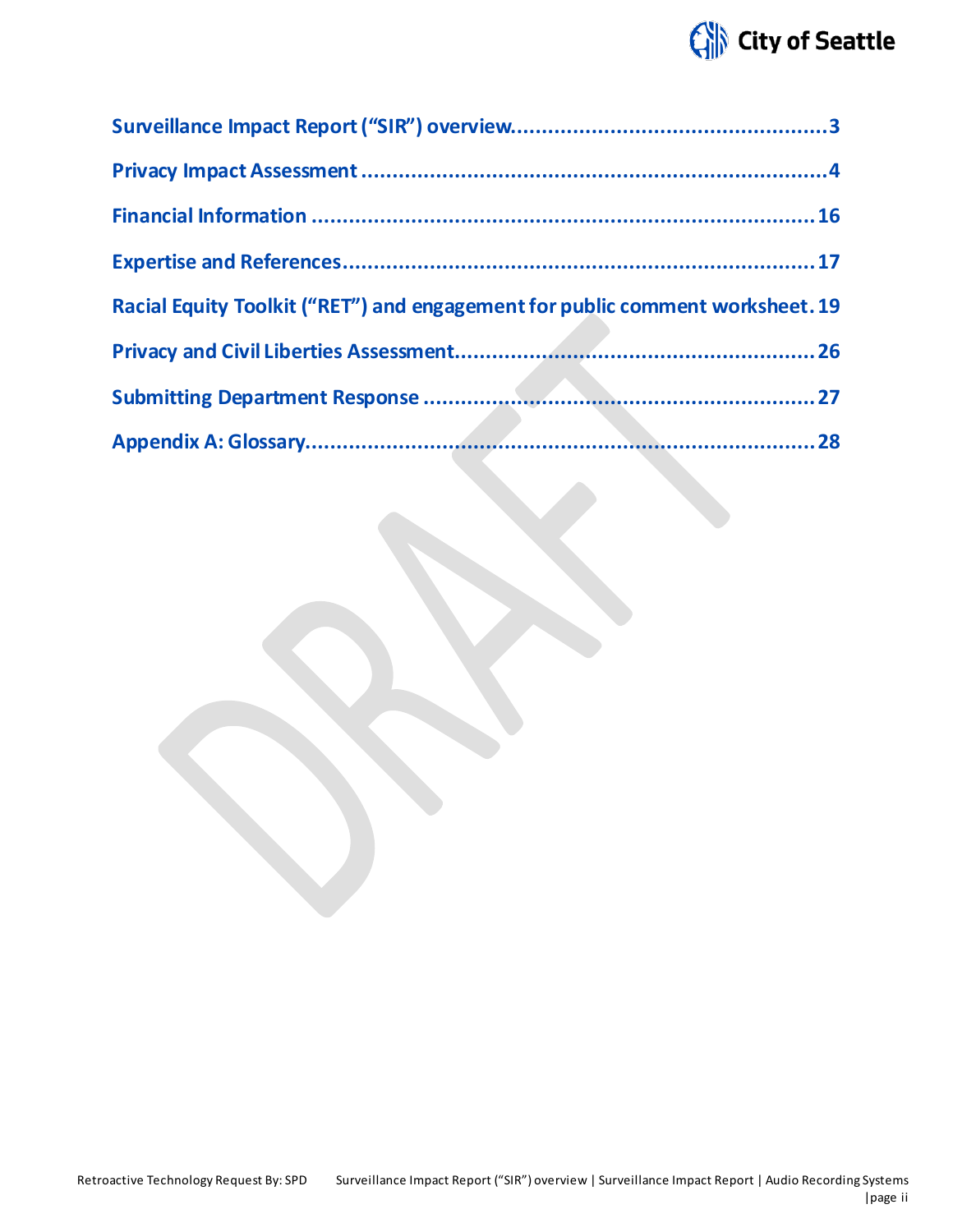Surveillance Impact Report ("SIR") overview.................................................3

Privacy Impact Assessment ........................................................................4

Financial Information ..............................................................................16

Expertise and References.........................................................................17

Racial Equity Toolkit ("RET") and engagement for public comment worksheet. 19

Privacy and Civil Liberties Assessment....................................................26

Submitting Department Response ...........................................................27

Appendix A: Glossary...............................................................................28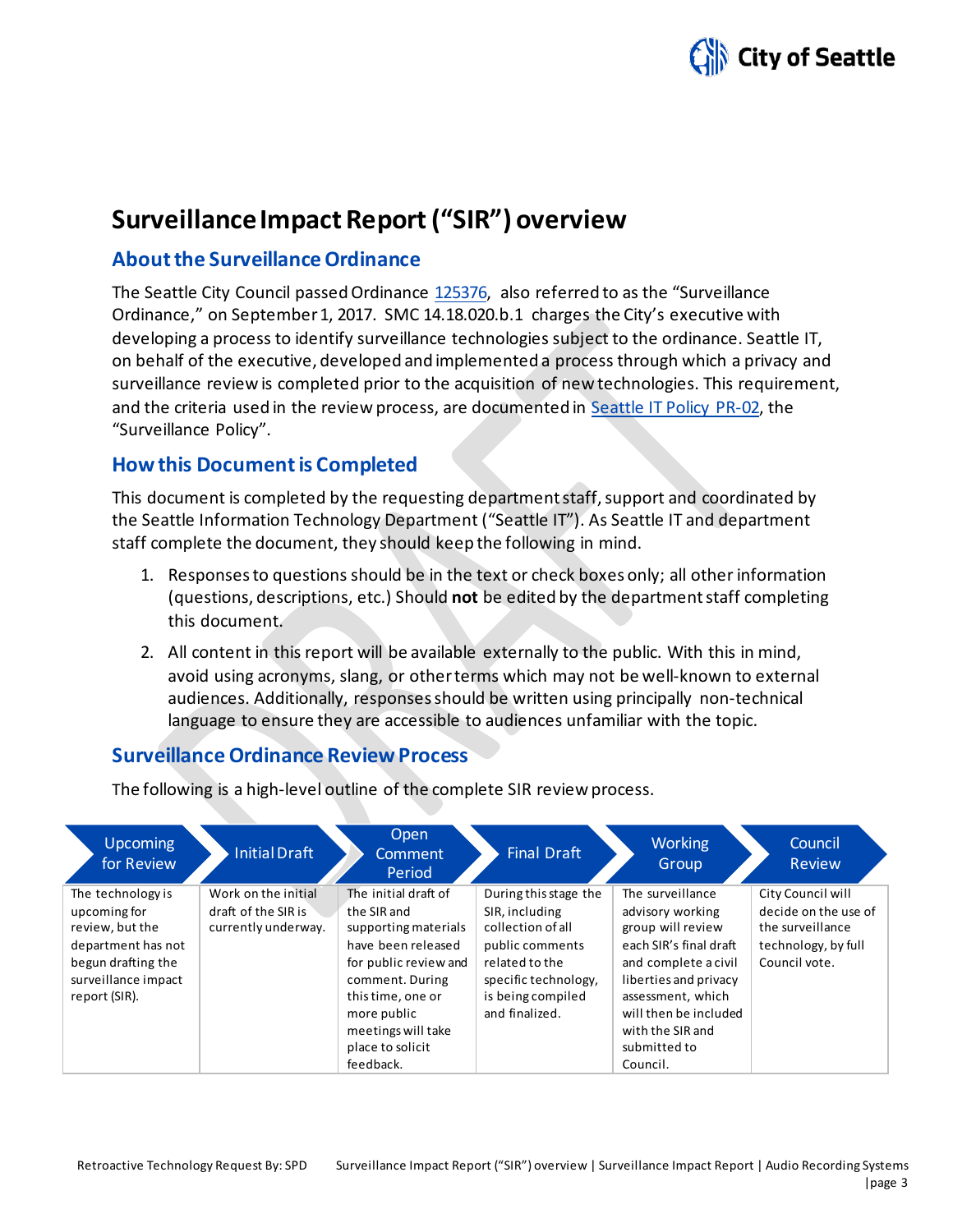# Surveillance Impact Report ("SIR") overview

## About the Surveillance Ordinance

The Seattle City Council passed Ordinance [125376](), also referred to as the "Surveillance Ordinance," on September 1, 2017. SMC 14.18.020.b.1 charges the City's executive with developing a process to identify surveillance technologies subject to the ordinance. Seattle IT, on behalf of the executive, developed and implemented a process through which a privacy and surveillance review is completed prior to the acquisition of new technologies. This requirement, and the criteria used in the review process, are documented in [Seattle IT Policy PR-02](), the "Surveillance Policy".

## How this Document is Completed

This document is completed by the requesting department staff, support and coordinated by the Seattle Information Technology Department ("Seattle IT"). As Seattle IT and department staff complete the document, they should keep the following in mind.

1. Responses to questions should be in the text or check boxes only; all other information (questions, descriptions, etc.) Should **not** be edited by the department staff completing this document.
2. All content in this report will be available externally to the public. With this in mind, avoid using acronyms, slang, or other terms which may not be well-known to external audiences. Additionally, responses should be written using principally non-technical language to ensure they are accessible to audiences unfamiliar with the topic.

## Surveillance Ordinance Review Process

The following is a high-level outline of the complete SIR review process.

| Upcoming for Review | Initial Draft | Open Comment Period | Final Draft | Working Group | Council Review |
|---|---|---|---|---|---|
| The technology is upcoming for review, but the department has not begun drafting the surveillance impact report (SIR). | Work on the initial draft of the SIR is currently underway. | The initial draft of the SIR and supporting materials have been released for public review and comment. During this time, one or more public meetings will take place to solicit feedback. | During this stage the SIR, including collection of all public comments related to the specific technology, is being compiled and finalized. | The surveillance advisory working group will review each SIR's final draft and complete a civil liberties and privacy assessment, which will then be included with the SIR and submitted to Council. | City Council will decide on the use of the surveillance technology, by full Council vote. |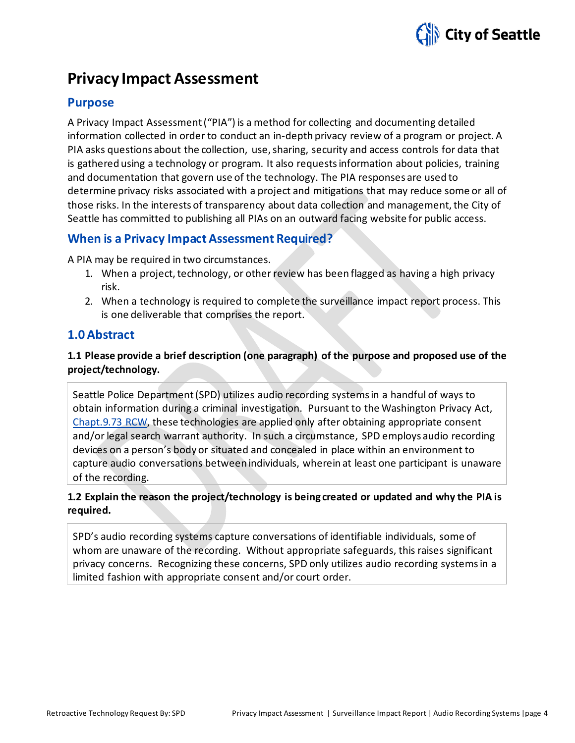# Privacy Impact Assessment

## Purpose

A Privacy Impact Assessment ("PIA") is a method for collecting and documenting detailed information collected in order to conduct an in-depth privacy review of a program or project. A PIA asks questions about the collection, use, sharing, security and access controls for data that is gathered using a technology or program. It also requests information about policies, training and documentation that govern use of the technology. The PIA responses are used to determine privacy risks associated with a project and mitigations that may reduce some or all of those risks. In the interests of transparency about data collection and management, the City of Seattle has committed to publishing all PIAs on an outward facing website for public access.

## When is a Privacy Impact Assessment Required?

A PIA may be required in two circumstances.

1. When a project, technology, or other review has been flagged as having a high privacy risk.
2. When a technology is required to complete the surveillance impact report process. This is one deliverable that comprises the report.

## 1.0 Abstract

**1.1 Please provide a brief description (one paragraph) of the purpose and proposed use of the project/technology.**

Seattle Police Department (SPD) utilizes audio recording systems in a handful of ways to obtain information during a criminal investigation. Pursuant to the Washington Privacy Act, Chapt.9.73 RCW, these technologies are applied only after obtaining appropriate consent and/or legal search warrant authority. In such a circumstance, SPD employs audio recording devices on a person's body or situated and concealed in place within an environment to capture audio conversations between individuals, wherein at least one participant is unaware of the recording.

**1.2 Explain the reason the project/technology is being created or updated and why the PIA is required.**

SPD's audio recording systems capture conversations of identifiable individuals, some of whom are unaware of the recording. Without appropriate safeguards, this raises significant privacy concerns. Recognizing these concerns, SPD only utilizes audio recording systems in a limited fashion with appropriate consent and/or court order.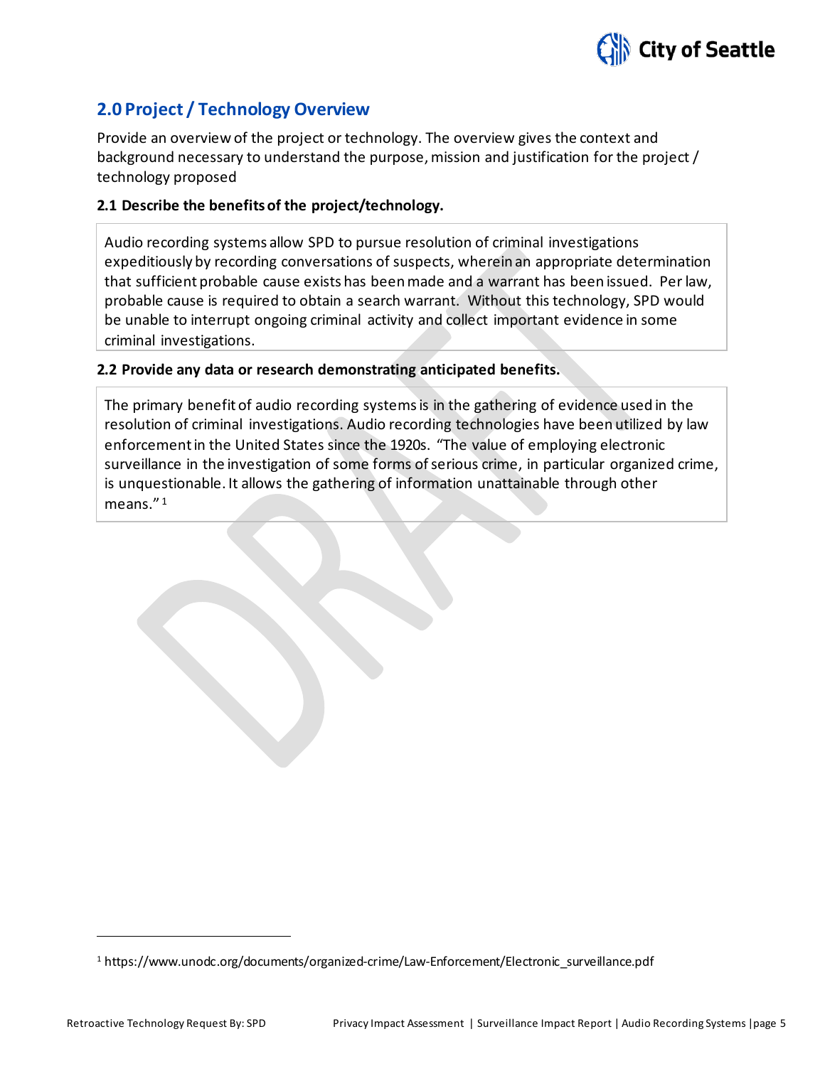## 2.0 Project / Technology Overview

Provide an overview of the project or technology. The overview gives the context and background necessary to understand the purpose, mission and justification for the project / technology proposed

### 2.1 Describe the benefits of the project/technology.

Audio recording systems allow SPD to pursue resolution of criminal investigations expeditiously by recording conversations of suspects, wherein an appropriate determination that sufficient probable cause exists has been made and a warrant has been issued. Per law, probable cause is required to obtain a search warrant. Without this technology, SPD would be unable to interrupt ongoing criminal activity and collect important evidence in some criminal investigations.

### 2.2 Provide any data or research demonstrating anticipated benefits.

The primary benefit of audio recording systems is in the gathering of evidence used in the resolution of criminal investigations. Audio recording technologies have been utilized by law enforcement in the United States since the 1920s. "The value of employing electronic surveillance in the investigation of some forms of serious crime, in particular organized crime, is unquestionable. It allows the gathering of information unattainable through other means."[1]

---

[1] https://www.unodc.org/documents/organized-crime/Law-Enforcement/Electronic_surveillance.pdf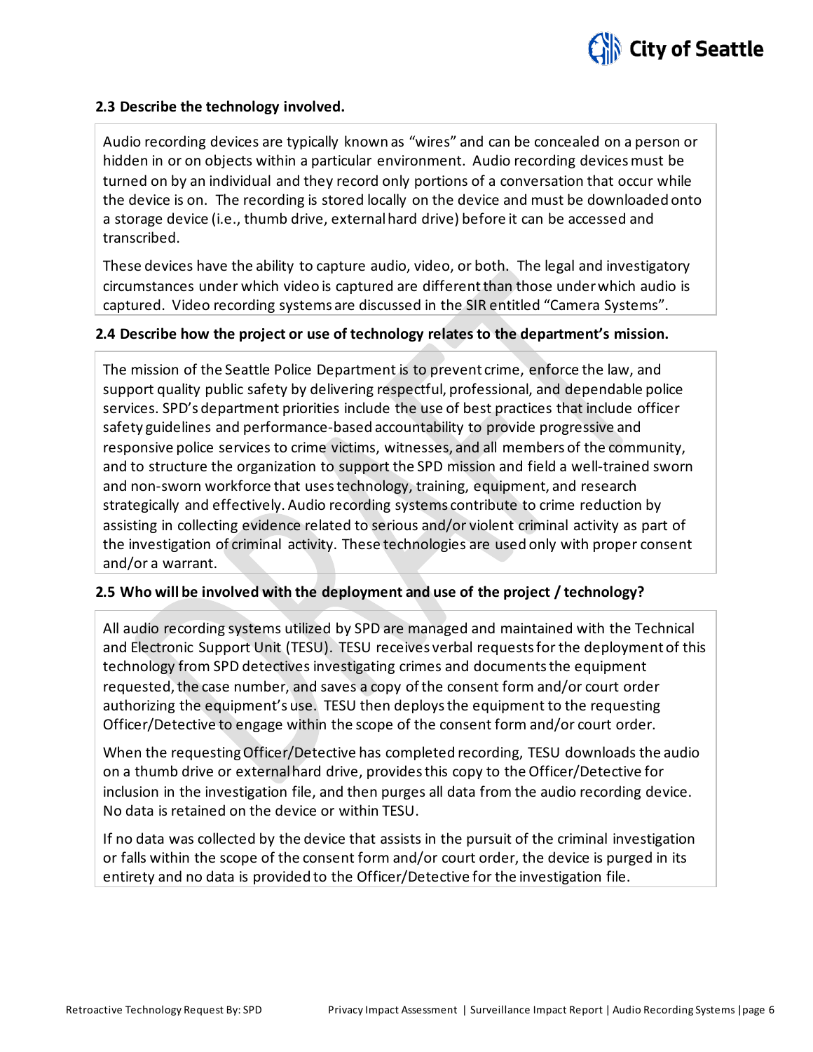### 2.3 Describe the technology involved.

Audio recording devices are typically known as "wires" and can be concealed on a person or hidden in or on objects within a particular environment. Audio recording devices must be turned on by an individual and they record only portions of a conversation that occur while the device is on. The recording is stored locally on the device and must be downloaded onto a storage device (i.e., thumb drive, external hard drive) before it can be accessed and transcribed.

These devices have the ability to capture audio, video, or both. The legal and investigatory circumstances under which video is captured are different than those under which audio is captured. Video recording systems are discussed in the SIR entitled "Camera Systems".

### 2.4 Describe how the project or use of technology relates to the department's mission.

The mission of the Seattle Police Department is to prevent crime, enforce the law, and support quality public safety by delivering respectful, professional, and dependable police services. SPD's department priorities include the use of best practices that include officer safety guidelines and performance-based accountability to provide progressive and responsive police services to crime victims, witnesses, and all members of the community, and to structure the organization to support the SPD mission and field a well-trained sworn and non-sworn workforce that uses technology, training, equipment, and research strategically and effectively. Audio recording systems contribute to crime reduction by assisting in collecting evidence related to serious and/or violent criminal activity as part of the investigation of criminal activity. These technologies are used only with proper consent and/or a warrant.

### 2.5 Who will be involved with the deployment and use of the project / technology?

All audio recording systems utilized by SPD are managed and maintained with the Technical and Electronic Support Unit (TESU). TESU receives verbal requests for the deployment of this technology from SPD detectives investigating crimes and documents the equipment requested, the case number, and saves a copy of the consent form and/or court order authorizing the equipment's use. TESU then deploys the equipment to the requesting Officer/Detective to engage within the scope of the consent form and/or court order.

When the requesting Officer/Detective has completed recording, TESU downloads the audio on a thumb drive or external hard drive, provides this copy to the Officer/Detective for inclusion in the investigation file, and then purges all data from the audio recording device. No data is retained on the device or within TESU.

If no data was collected by the device that assists in the pursuit of the criminal investigation or falls within the scope of the consent form and/or court order, the device is purged in its entirety and no data is provided to the Officer/Detective for the investigation file.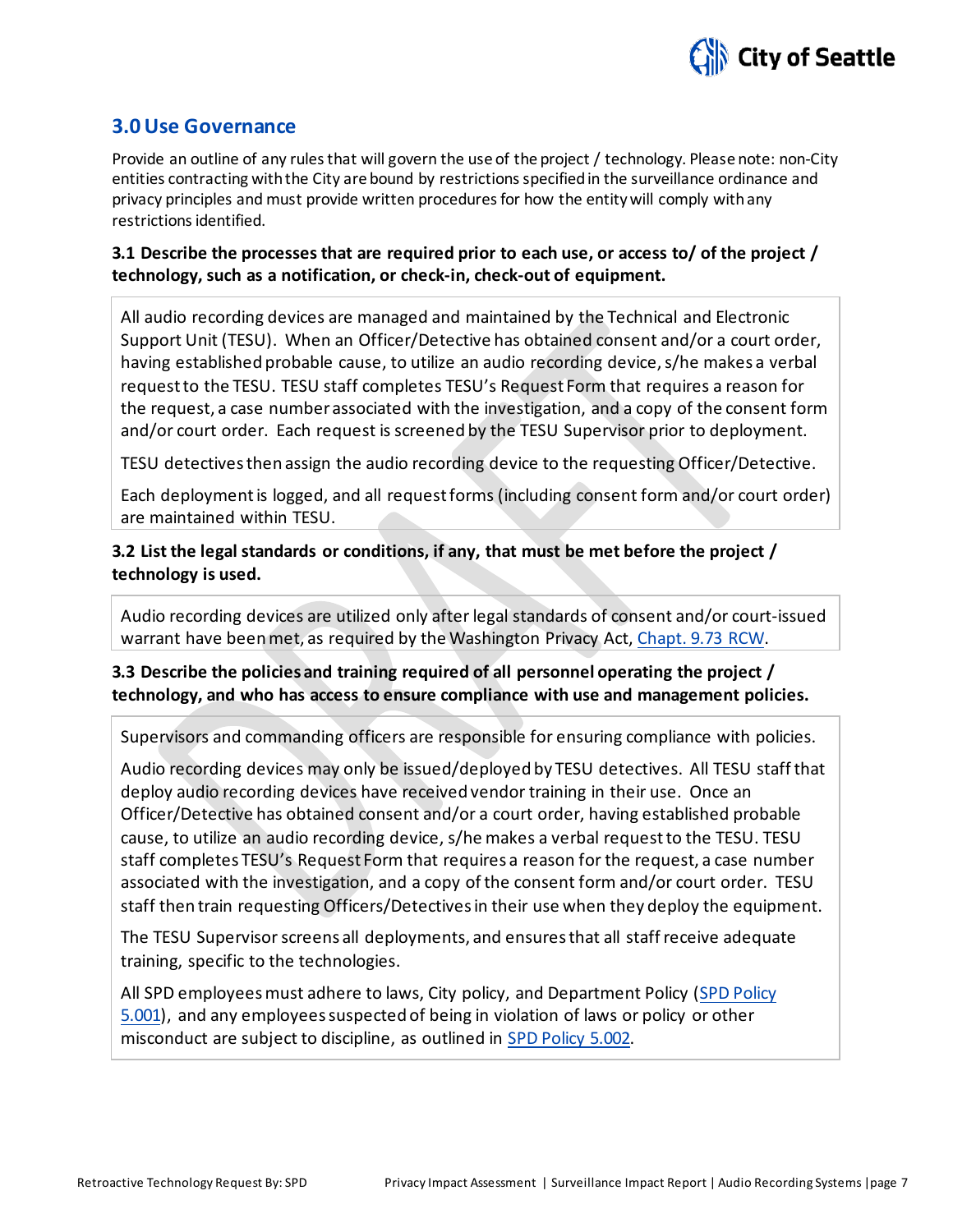## 3.0 Use Governance

Provide an outline of any rules that will govern the use of the project / technology. Please note: non-City entities contracting with the City are bound by restrictions specified in the surveillance ordinance and privacy principles and must provide written procedures for how the entity will comply with any restrictions identified.

**3.1 Describe the processes that are required prior to each use, or access to/ of the project / technology, such as a notification, or check-in, check-out of equipment.**

All audio recording devices are managed and maintained by the Technical and Electronic Support Unit (TESU). When an Officer/Detective has obtained consent and/or a court order, having established probable cause, to utilize an audio recording device, s/he makes a verbal request to the TESU. TESU staff completes TESU's Request Form that requires a reason for the request, a case number associated with the investigation, and a copy of the consent form and/or court order. Each request is screened by the TESU Supervisor prior to deployment.

TESU detectives then assign the audio recording device to the requesting Officer/Detective.

Each deployment is logged, and all request forms (including consent form and/or court order) are maintained within TESU.

**3.2 List the legal standards or conditions, if any, that must be met before the project / technology is used.**

Audio recording devices are utilized only after legal standards of consent and/or court-issued warrant have been met, as required by the Washington Privacy Act, Chapt. 9.73 RCW.

**3.3 Describe the policies and training required of all personnel operating the project / technology, and who has access to ensure compliance with use and management policies.**

Supervisors and commanding officers are responsible for ensuring compliance with policies.

Audio recording devices may only be issued/deployed by TESU detectives. All TESU staff that deploy audio recording devices have received vendor training in their use. Once an Officer/Detective has obtained consent and/or a court order, having established probable cause, to utilize an audio recording device, s/he makes a verbal request to the TESU. TESU staff completes TESU's Request Form that requires a reason for the request, a case number associated with the investigation, and a copy of the consent form and/or court order. TESU staff then train requesting Officers/Detectives in their use when they deploy the equipment.

The TESU Supervisor screens all deployments, and ensures that all staff receive adequate training, specific to the technologies.

All SPD employees must adhere to laws, City policy, and Department Policy (SPD Policy 5.001), and any employees suspected of being in violation of laws or policy or other misconduct are subject to discipline, as outlined in SPD Policy 5.002.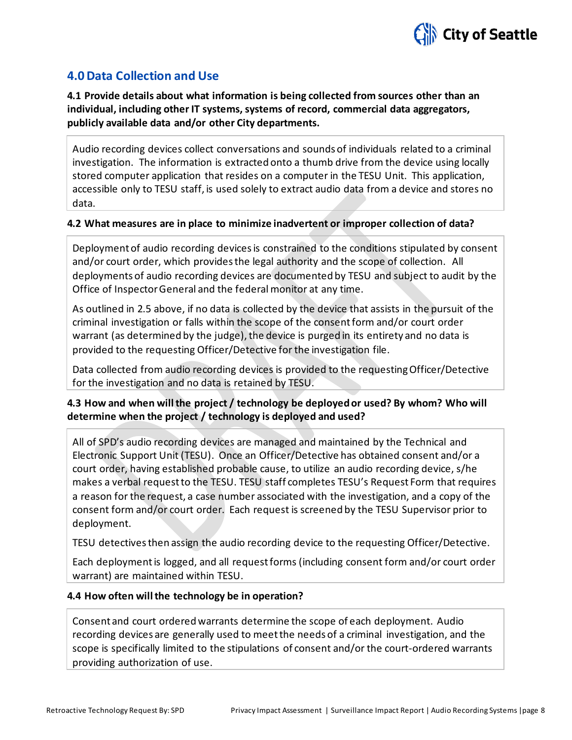## 4.0 Data Collection and Use

**4.1 Provide details about what information is being collected from sources other than an individual, including other IT systems, systems of record, commercial data aggregators, publicly available data and/or other City departments.**

Audio recording devices collect conversations and sounds of individuals related to a criminal investigation. The information is extracted onto a thumb drive from the device using locally stored computer application that resides on a computer in the TESU Unit. This application, accessible only to TESU staff, is used solely to extract audio data from a device and stores no data.

**4.2 What measures are in place to minimize inadvertent or improper collection of data?**

Deployment of audio recording devices is constrained to the conditions stipulated by consent and/or court order, which provides the legal authority and the scope of collection. All deployments of audio recording devices are documented by TESU and subject to audit by the Office of Inspector General and the federal monitor at any time.

As outlined in 2.5 above, if no data is collected by the device that assists in the pursuit of the criminal investigation or falls within the scope of the consent form and/or court order warrant (as determined by the judge), the device is purged in its entirety and no data is provided to the requesting Officer/Detective for the investigation file.

Data collected from audio recording devices is provided to the requesting Officer/Detective for the investigation and no data is retained by TESU.

**4.3 How and when will the project / technology be deployed or used? By whom? Who will determine when the project / technology is deployed and used?**

All of SPD's audio recording devices are managed and maintained by the Technical and Electronic Support Unit (TESU). Once an Officer/Detective has obtained consent and/or a court order, having established probable cause, to utilize an audio recording device, s/he makes a verbal request to the TESU. TESU staff completes TESU's Request Form that requires a reason for the request, a case number associated with the investigation, and a copy of the consent form and/or court order. Each request is screened by the TESU Supervisor prior to deployment.

TESU detectives then assign the audio recording device to the requesting Officer/Detective.

Each deployment is logged, and all request forms (including consent form and/or court order warrant) are maintained within TESU.

**4.4 How often will the technology be in operation?**

Consent and court ordered warrants determine the scope of each deployment. Audio recording devices are generally used to meet the needs of a criminal investigation, and the scope is specifically limited to the stipulations of consent and/or the court-ordered warrants providing authorization of use.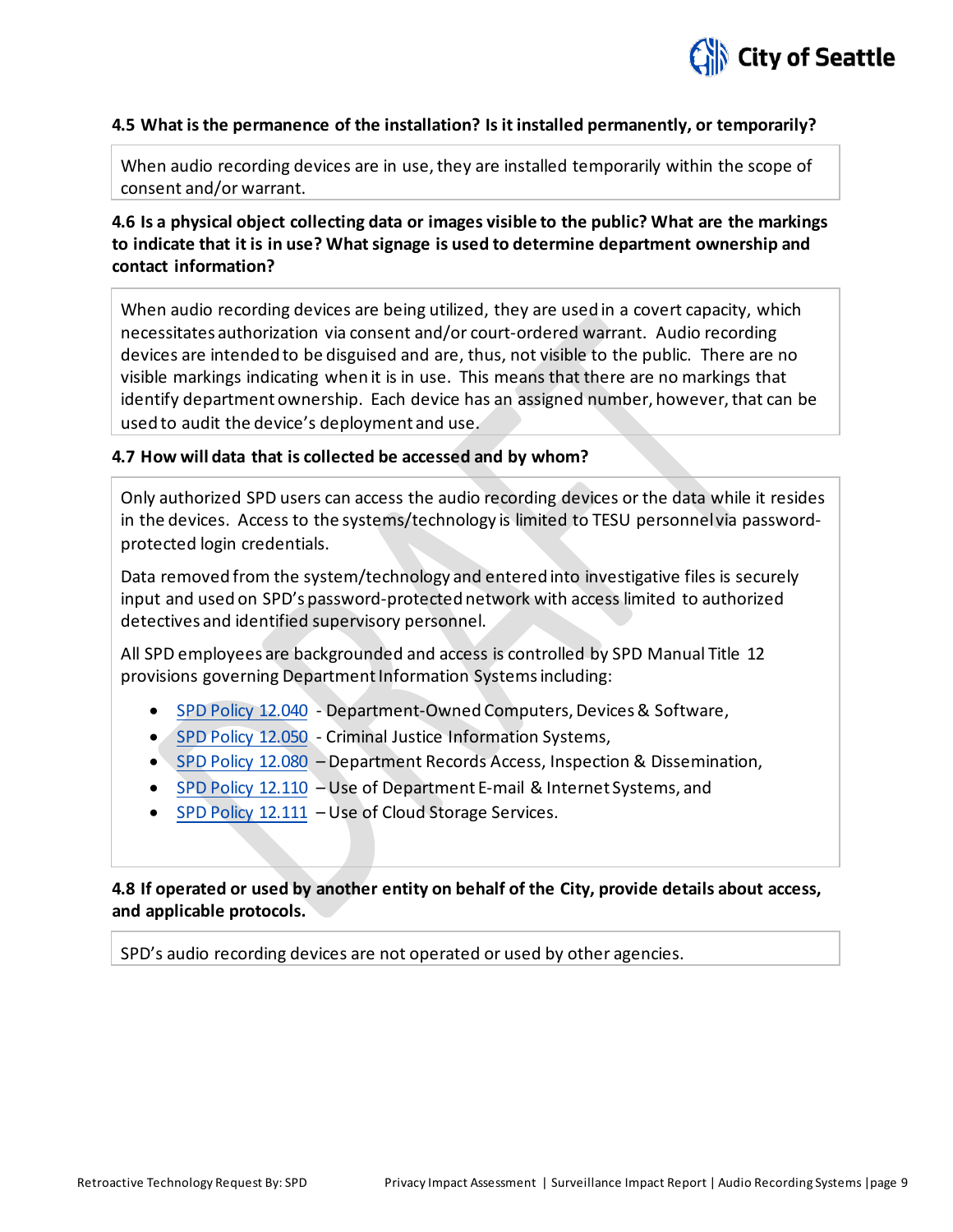### 4.5 What is the permanence of the installation? Is it installed permanently, or temporarily?

When audio recording devices are in use, they are installed temporarily within the scope of consent and/or warrant.

### 4.6 Is a physical object collecting data or images visible to the public? What are the markings to indicate that it is in use? What signage is used to determine department ownership and contact information?

When audio recording devices are being utilized, they are used in a covert capacity, which necessitates authorization via consent and/or court-ordered warrant. Audio recording devices are intended to be disguised and are, thus, not visible to the public. There are no visible markings indicating when it is in use. This means that there are no markings that identify department ownership. Each device has an assigned number, however, that can be used to audit the device's deployment and use.

### 4.7 How will data that is collected be accessed and by whom?

Only authorized SPD users can access the audio recording devices or the data while it resides in the devices. Access to the systems/technology is limited to TESU personnel via password-protected login credentials.

Data removed from the system/technology and entered into investigative files is securely input and used on SPD's password-protected network with access limited to authorized detectives and identified supervisory personnel.

All SPD employees are backgrounded and access is controlled by SPD Manual Title 12 provisions governing Department Information Systems including:

- SPD Policy 12.040 - Department-Owned Computers, Devices & Software,
- SPD Policy 12.050 - Criminal Justice Information Systems,
- SPD Policy 12.080 – Department Records Access, Inspection & Dissemination,
- SPD Policy 12.110 – Use of Department E-mail & Internet Systems, and
- SPD Policy 12.111 – Use of Cloud Storage Services.

### 4.8 If operated or used by another entity on behalf of the City, provide details about access, and applicable protocols.

SPD's audio recording devices are not operated or used by other agencies.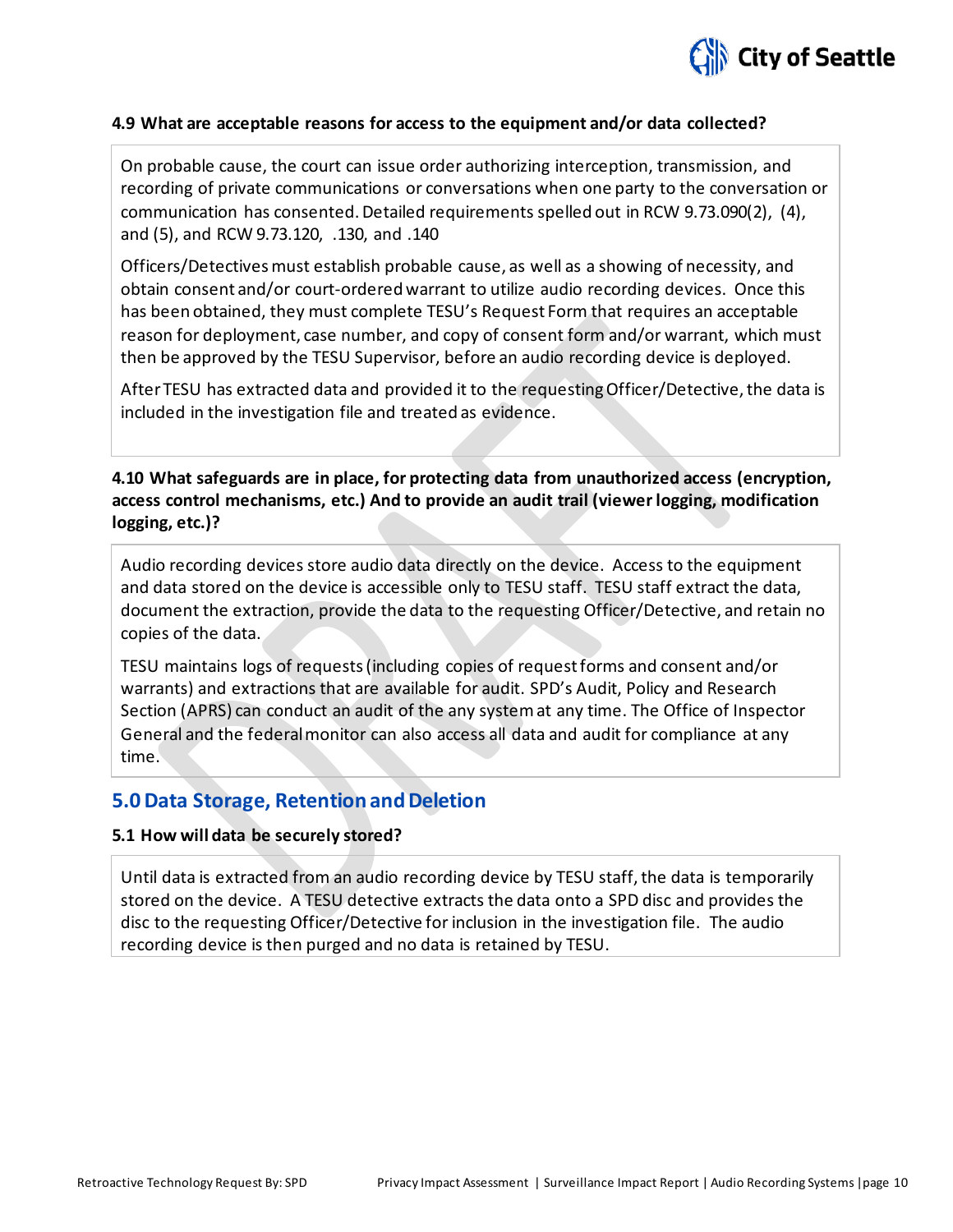#### 4.9 What are acceptable reasons for access to the equipment and/or data collected?

On probable cause, the court can issue order authorizing interception, transmission, and recording of private communications or conversations when one party to the conversation or communication has consented. Detailed requirements spelled out in RCW 9.73.090(2), (4), and (5), and RCW 9.73.120, .130, and .140

Officers/Detectives must establish probable cause, as well as a showing of necessity, and obtain consent and/or court-ordered warrant to utilize audio recording devices. Once this has been obtained, they must complete TESU's Request Form that requires an acceptable reason for deployment, case number, and copy of consent form and/or warrant, which must then be approved by the TESU Supervisor, before an audio recording device is deployed.

After TESU has extracted data and provided it to the requesting Officer/Detective, the data is included in the investigation file and treated as evidence.

#### 4.10 What safeguards are in place, for protecting data from unauthorized access (encryption, access control mechanisms, etc.) And to provide an audit trail (viewer logging, modification logging, etc.)?

Audio recording devices store audio data directly on the device. Access to the equipment and data stored on the device is accessible only to TESU staff. TESU staff extract the data, document the extraction, provide the data to the requesting Officer/Detective, and retain no copies of the data.

TESU maintains logs of requests (including copies of request forms and consent and/or warrants) and extractions that are available for audit. SPD's Audit, Policy and Research Section (APRS) can conduct an audit of the any system at any time. The Office of Inspector General and the federal monitor can also access all data and audit for compliance at any time.

## 5.0 Data Storage, Retention and Deletion

#### 5.1 How will data be securely stored?

Until data is extracted from an audio recording device by TESU staff, the data is temporarily stored on the device. A TESU detective extracts the data onto a SPD disc and provides the disc to the requesting Officer/Detective for inclusion in the investigation file. The audio recording device is then purged and no data is retained by TESU.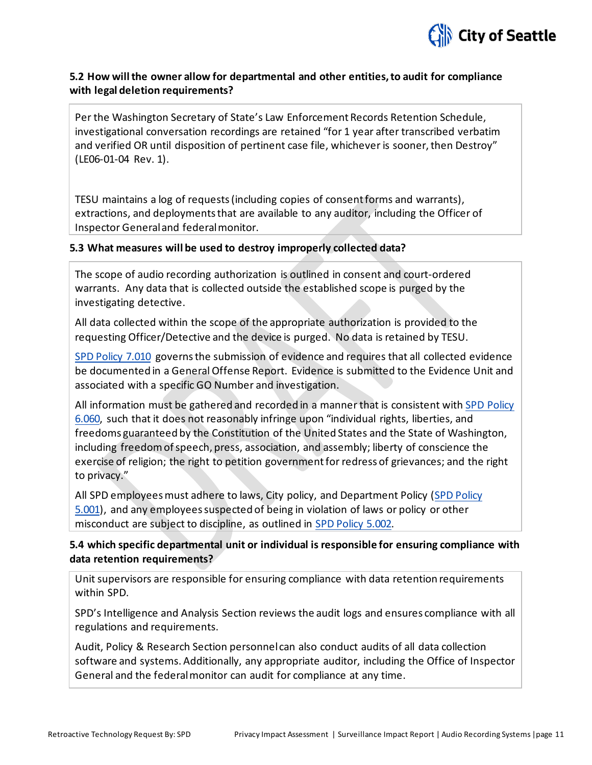### 5.2 How will the owner allow for departmental and other entities, to audit for compliance with legal deletion requirements?

Per the Washington Secretary of State's Law Enforcement Records Retention Schedule, investigational conversation recordings are retained "for 1 year after transcribed verbatim and verified OR until disposition of pertinent case file, whichever is sooner, then Destroy" (LE06-01-04 Rev. 1).

TESU maintains a log of requests (including copies of consent forms and warrants), extractions, and deployments that are available to any auditor, including the Officer of Inspector General and federal monitor.

### 5.3 What measures will be used to destroy improperly collected data?

The scope of audio recording authorization is outlined in consent and court-ordered warrants. Any data that is collected outside the established scope is purged by the investigating detective.

All data collected within the scope of the appropriate authorization is provided to the requesting Officer/Detective and the device is purged. No data is retained by TESU.

SPD Policy 7.010 governs the submission of evidence and requires that all collected evidence be documented in a General Offense Report. Evidence is submitted to the Evidence Unit and associated with a specific GO Number and investigation.

All information must be gathered and recorded in a manner that is consistent with SPD Policy 6.060, such that it does not reasonably infringe upon "individual rights, liberties, and freedoms guaranteed by the Constitution of the United States and the State of Washington, including freedom of speech, press, association, and assembly; liberty of conscience the exercise of religion; the right to petition government for redress of grievances; and the right to privacy."

All SPD employees must adhere to laws, City policy, and Department Policy (SPD Policy 5.001), and any employees suspected of being in violation of laws or policy or other misconduct are subject to discipline, as outlined in SPD Policy 5.002.

### 5.4 which specific departmental unit or individual is responsible for ensuring compliance with data retention requirements?

Unit supervisors are responsible for ensuring compliance with data retention requirements within SPD.

SPD's Intelligence and Analysis Section reviews the audit logs and ensures compliance with all regulations and requirements.

Audit, Policy & Research Section personnel can also conduct audits of all data collection software and systems. Additionally, any appropriate auditor, including the Office of Inspector General and the federal monitor can audit for compliance at any time.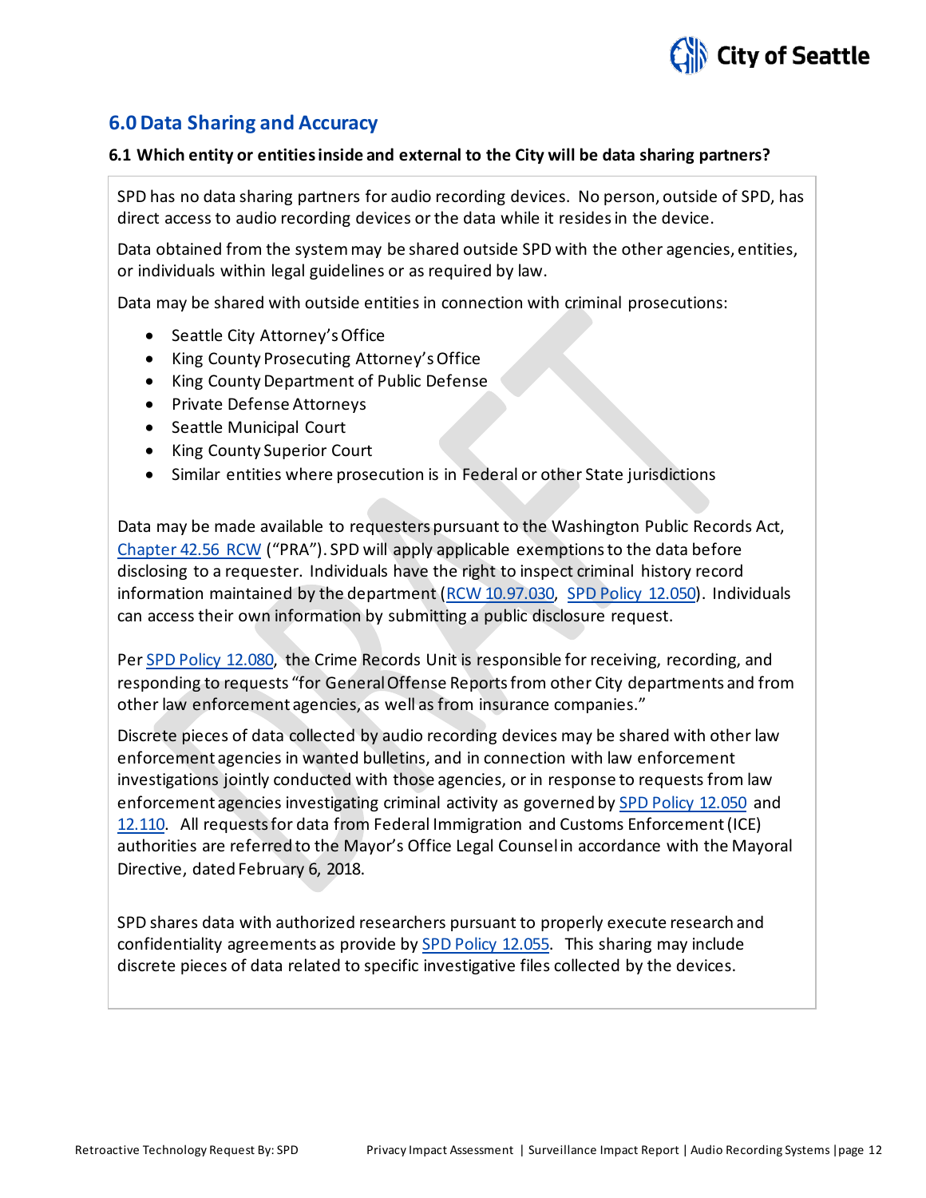## 6.0 Data Sharing and Accuracy

**6.1 Which entity or entities inside and external to the City will be data sharing partners?**

SPD has no data sharing partners for audio recording devices. No person, outside of SPD, has direct access to audio recording devices or the data while it resides in the device.

Data obtained from the system may be shared outside SPD with the other agencies, entities, or individuals within legal guidelines or as required by law.

Data may be shared with outside entities in connection with criminal prosecutions:

- Seattle City Attorney's Office
- King County Prosecuting Attorney's Office
- King County Department of Public Defense
- Private Defense Attorneys
- Seattle Municipal Court
- King County Superior Court
- Similar entities where prosecution is in Federal or other State jurisdictions

Data may be made available to requesters pursuant to the Washington Public Records Act, Chapter 42.56 RCW ("PRA"). SPD will apply applicable exemptions to the data before disclosing to a requester. Individuals have the right to inspect criminal history record information maintained by the department (RCW 10.97.030, SPD Policy 12.050). Individuals can access their own information by submitting a public disclosure request.

Per SPD Policy 12.080, the Crime Records Unit is responsible for receiving, recording, and responding to requests "for General Offense Reports from other City departments and from other law enforcement agencies, as well as from insurance companies."

Discrete pieces of data collected by audio recording devices may be shared with other law enforcement agencies in wanted bulletins, and in connection with law enforcement investigations jointly conducted with those agencies, or in response to requests from law enforcement agencies investigating criminal activity as governed by SPD Policy 12.050 and 12.110. All requests for data from Federal Immigration and Customs Enforcement (ICE) authorities are referred to the Mayor's Office Legal Counsel in accordance with the Mayoral Directive, dated February 6, 2018.

SPD shares data with authorized researchers pursuant to properly execute research and confidentiality agreements as provide by SPD Policy 12.055. This sharing may include discrete pieces of data related to specific investigative files collected by the devices.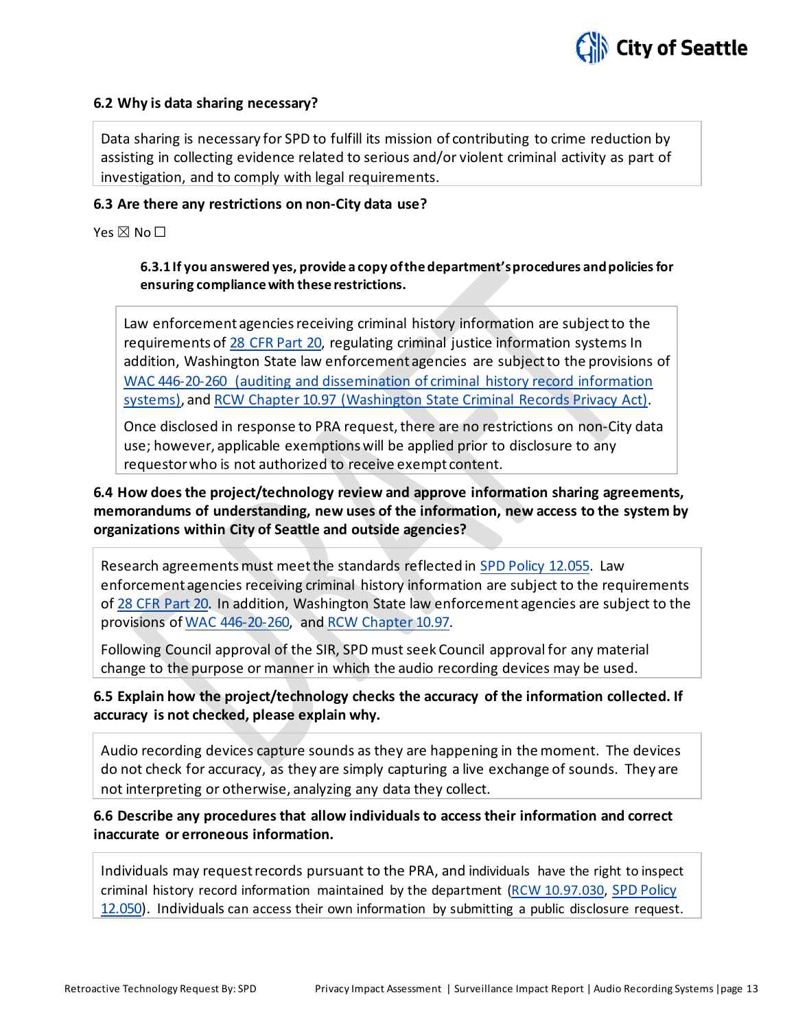### 6.2 Why is data sharing necessary?

Data sharing is necessary for SPD to fulfill its mission of contributing to crime reduction by assisting in collecting evidence related to serious and/or violent criminal activity as part of investigation, and to comply with legal requirements.

### 6.3 Are there any restrictions on non-City data use?

Yes ☒ No ☐

#### 6.3.1 If you answered yes, provide a copy of the department's procedures and policies for ensuring compliance with these restrictions.

Law enforcement agencies receiving criminal history information are subject to the requirements of 28 CFR Part 20, regulating criminal justice information systems In addition, Washington State law enforcement agencies are subject to the provisions of WAC 446-20-260 (auditing and dissemination of criminal history record information systems), and RCW Chapter 10.97 (Washington State Criminal Records Privacy Act).

Once disclosed in response to PRA request, there are no restrictions on non-City data use; however, applicable exemptions will be applied prior to disclosure to any requestor who is not authorized to receive exempt content.

### 6.4 How does the project/technology review and approve information sharing agreements, memorandums of understanding, new uses of the information, new access to the system by organizations within City of Seattle and outside agencies?

Research agreements must meet the standards reflected in SPD Policy 12.055. Law enforcement agencies receiving criminal history information are subject to the requirements of 28 CFR Part 20. In addition, Washington State law enforcement agencies are subject to the provisions of WAC 446-20-260, and RCW Chapter 10.97.

Following Council approval of the SIR, SPD must seek Council approval for any material change to the purpose or manner in which the audio recording devices may be used.

### 6.5 Explain how the project/technology checks the accuracy of the information collected. If accuracy is not checked, please explain why.

Audio recording devices capture sounds as they are happening in the moment. The devices do not check for accuracy, as they are simply capturing a live exchange of sounds. They are not interpreting or otherwise, analyzing any data they collect.

### 6.6 Describe any procedures that allow individuals to access their information and correct inaccurate or erroneous information.

Individuals may request records pursuant to the PRA, and individuals have the right to inspect criminal history record information maintained by the department (RCW 10.97.030, SPD Policy 12.050). Individuals can access their own information by submitting a public disclosure request.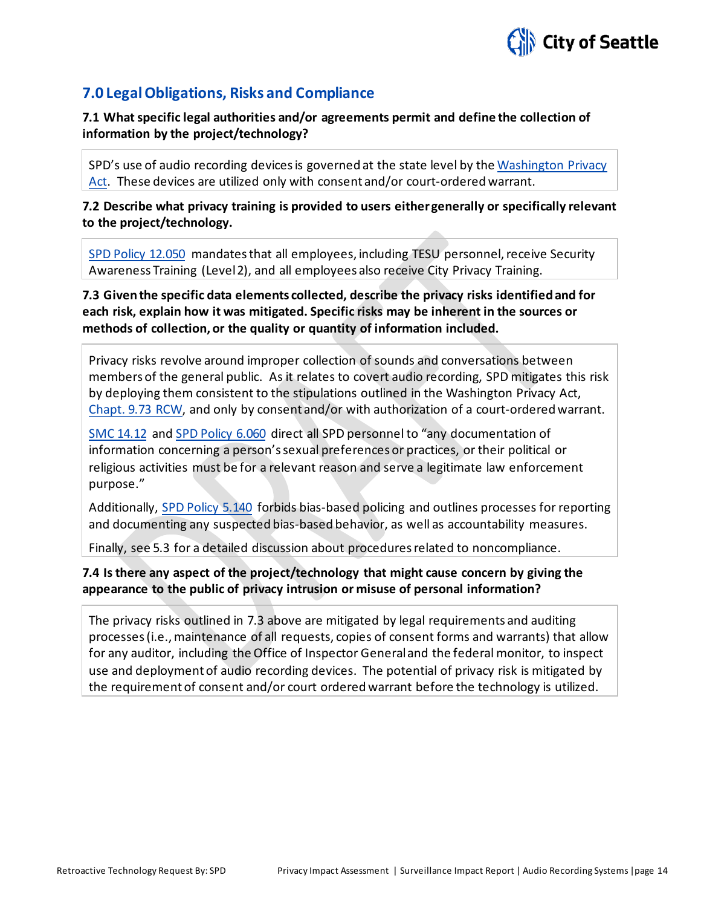## 7.0 Legal Obligations, Risks and Compliance

**7.1 What specific legal authorities and/or agreements permit and define the collection of information by the project/technology?**

SPD's use of audio recording devices is governed at the state level by the Washington Privacy Act. These devices are utilized only with consent and/or court-ordered warrant.

**7.2 Describe what privacy training is provided to users either generally or specifically relevant to the project/technology.**

SPD Policy 12.050 mandates that all employees, including TESU personnel, receive Security Awareness Training (Level 2), and all employees also receive City Privacy Training.

**7.3 Given the specific data elements collected, describe the privacy risks identified and for each risk, explain how it was mitigated. Specific risks may be inherent in the sources or methods of collection, or the quality or quantity of information included.**

Privacy risks revolve around improper collection of sounds and conversations between members of the general public. As it relates to covert audio recording, SPD mitigates this risk by deploying them consistent to the stipulations outlined in the Washington Privacy Act, Chapt. 9.73 RCW, and only by consent and/or with authorization of a court-ordered warrant.

SMC 14.12 and SPD Policy 6.060 direct all SPD personnel to "any documentation of information concerning a person's sexual preferences or practices, or their political or religious activities must be for a relevant reason and serve a legitimate law enforcement purpose."

Additionally, SPD Policy 5.140 forbids bias-based policing and outlines processes for reporting and documenting any suspected bias-based behavior, as well as accountability measures.

Finally, see 5.3 for a detailed discussion about procedures related to noncompliance.

**7.4 Is there any aspect of the project/technology that might cause concern by giving the appearance to the public of privacy intrusion or misuse of personal information?**

The privacy risks outlined in 7.3 above are mitigated by legal requirements and auditing processes (i.e., maintenance of all requests, copies of consent forms and warrants) that allow for any auditor, including the Office of Inspector General and the federal monitor, to inspect use and deployment of audio recording devices. The potential of privacy risk is mitigated by the requirement of consent and/or court ordered warrant before the technology is utilized.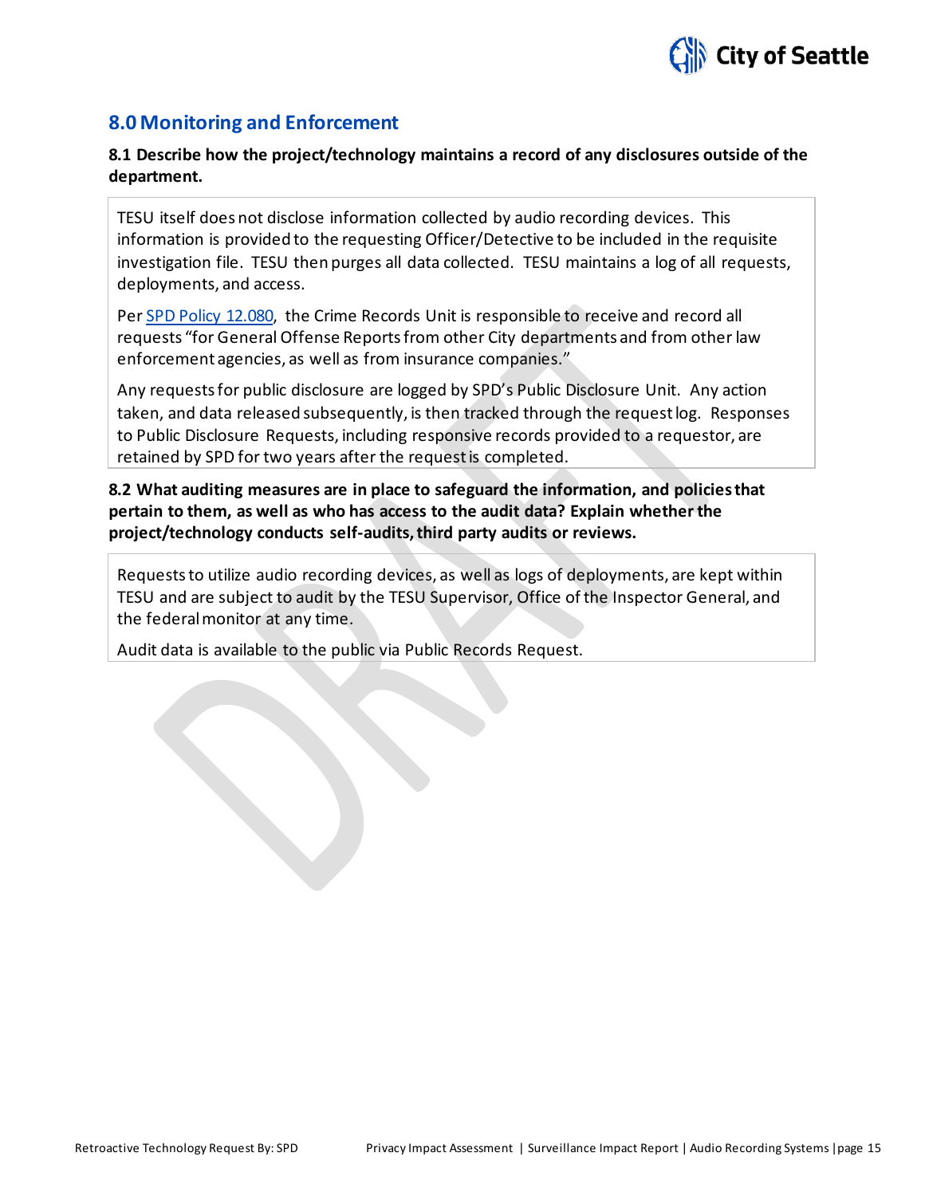## 8.0 Monitoring and Enforcement

**8.1 Describe how the project/technology maintains a record of any disclosures outside of the department.**

TESU itself does not disclose information collected by audio recording devices. This information is provided to the requesting Officer/Detective to be included in the requisite investigation file. TESU then purges all data collected. TESU maintains a log of all requests, deployments, and access.

Per SPD Policy 12.080, the Crime Records Unit is responsible to receive and record all requests "for General Offense Reports from other City departments and from other law enforcement agencies, as well as from insurance companies."

Any requests for public disclosure are logged by SPD's Public Disclosure Unit. Any action taken, and data released subsequently, is then tracked through the request log. Responses to Public Disclosure Requests, including responsive records provided to a requestor, are retained by SPD for two years after the request is completed.

**8.2 What auditing measures are in place to safeguard the information, and policies that pertain to them, as well as who has access to the audit data? Explain whether the project/technology conducts self-audits, third party audits or reviews.**

Requests to utilize audio recording devices, as well as logs of deployments, are kept within TESU and are subject to audit by the TESU Supervisor, Office of the Inspector General, and the federal monitor at any time.

Audit data is available to the public via Public Records Request.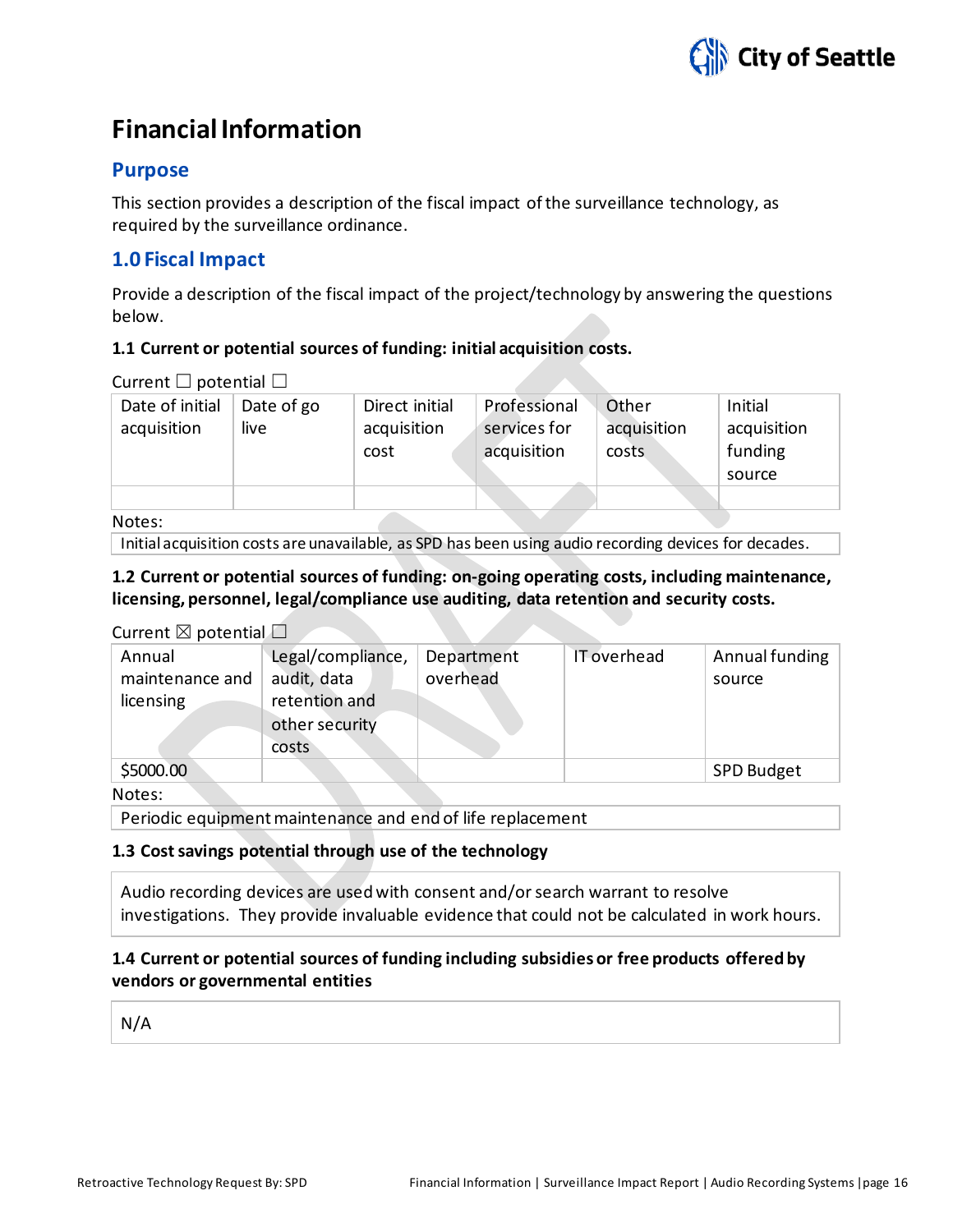# Financial Information

## Purpose

This section provides a description of the fiscal impact of the surveillance technology, as required by the surveillance ordinance.

## 1.0 Fiscal Impact

Provide a description of the fiscal impact of the project/technology by answering the questions below.

**1.1 Current or potential sources of funding: initial acquisition costs.**

Current ☐ potential ☐

| Date of initial acquisition | Date of go live | Direct initial acquisition cost | Professional services for acquisition | Other acquisition costs | Initial acquisition funding source |
|---|---|---|---|---|---|
| | | | | | |

Notes:

Initial acquisition costs are unavailable, as SPD has been using audio recording devices for decades.

**1.2 Current or potential sources of funding: on-going operating costs, including maintenance, licensing, personnel, legal/compliance use auditing, data retention and security costs.**

Current ☒ potential ☐

| Annual maintenance and licensing | Legal/compliance, audit, data retention and other security costs | Department overhead | IT overhead | Annual funding source |
|---|---|---|---|---|
| $5000.00 | | | | SPD Budget |

Notes:

Periodic equipment maintenance and end of life replacement

**1.3 Cost savings potential through use of the technology**

Audio recording devices are used with consent and/or search warrant to resolve investigations. They provide invaluable evidence that could not be calculated in work hours.

**1.4 Current or potential sources of funding including subsidies or free products offered by vendors or governmental entities**

N/A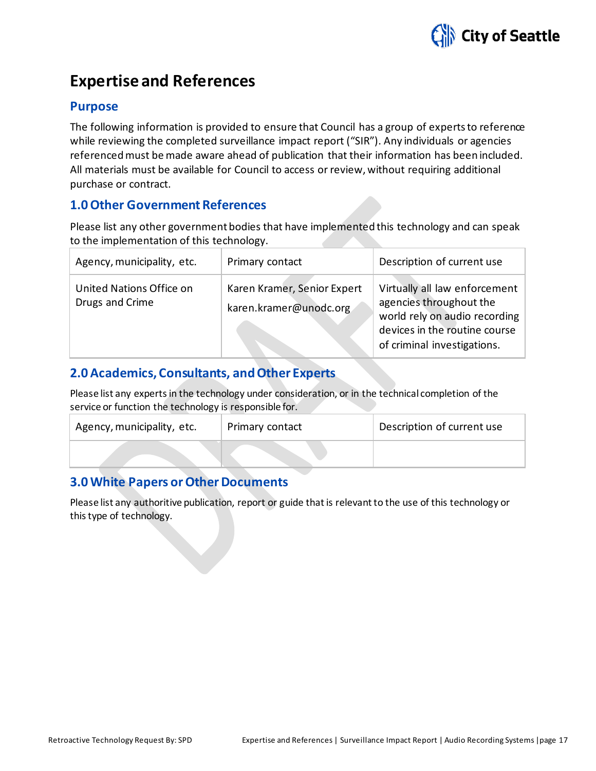# Expertise and References

## Purpose

The following information is provided to ensure that Council has a group of experts to reference while reviewing the completed surveillance impact report ("SIR"). Any individuals or agencies referenced must be made aware ahead of publication that their information has been included. All materials must be available for Council to access or review, without requiring additional purchase or contract.

## 1.0 Other Government References

Please list any other government bodies that have implemented this technology and can speak to the implementation of this technology.

| Agency, municipality, etc. | Primary contact | Description of current use |
|---|---|---|
| United Nations Office on Drugs and Crime | Karen Kramer, Senior Expert<br>karen.kramer@unodc.org | Virtually all law enforcement agencies throughout the world rely on audio recording devices in the routine course of criminal investigations. |

## 2.0 Academics, Consultants, and Other Experts

Please list any experts in the technology under consideration, or in the technical completion of the service or function the technology is responsible for.

| Agency, municipality, etc. | Primary contact | Description of current use |
|---|---|---|
| | | |

## 3.0 White Papers or Other Documents

Please list any authoritive publication, report or guide that is relevant to the use of this technology or this type of technology.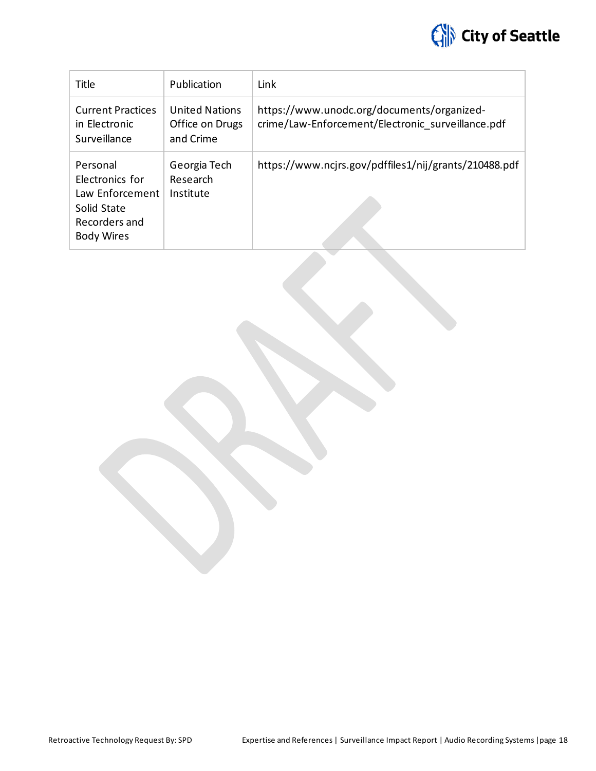| Title | Publication | Link |
|---|---|---|
| Current Practices in Electronic Surveillance | United Nations Office on Drugs and Crime | https://www.unodc.org/documents/organized-crime/Law-Enforcement/Electronic_surveillance.pdf |
| Personal Electronics for Law Enforcement Solid State Recorders and Body Wires | Georgia Tech Research Institute | https://www.ncjrs.gov/pdffiles1/nij/grants/210488.pdf |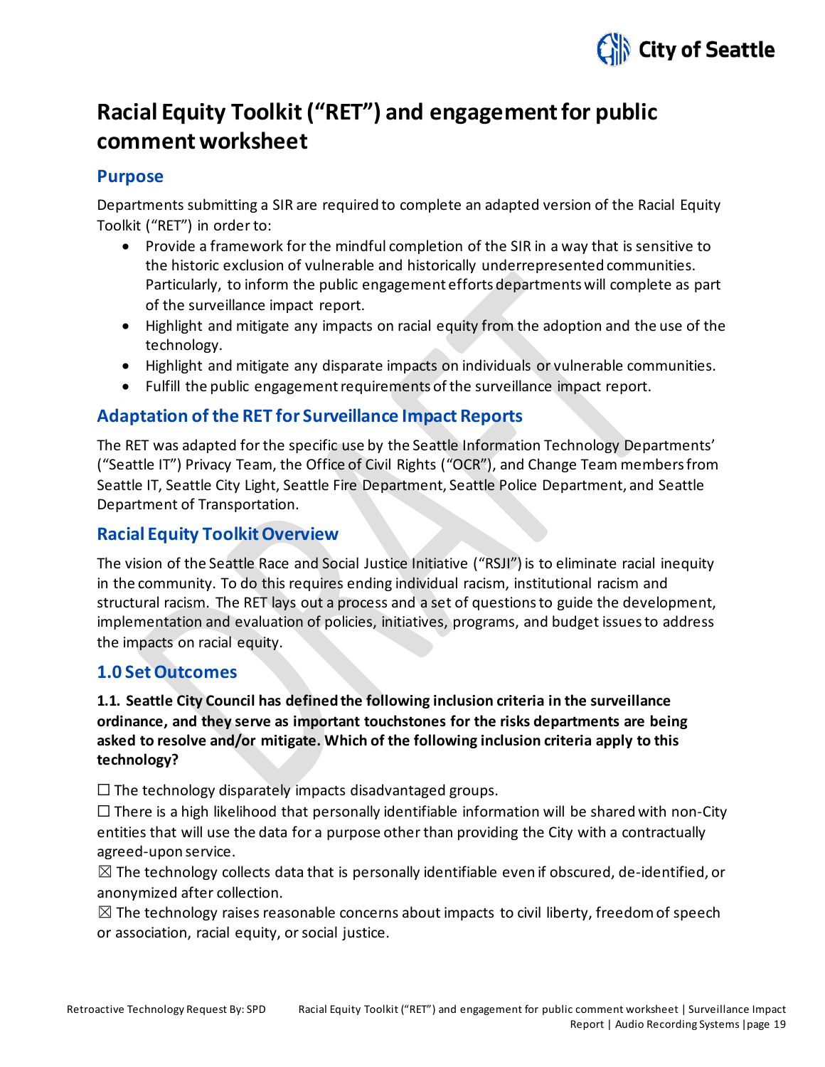# Racial Equity Toolkit ("RET") and engagement for public comment worksheet

## Purpose

Departments submitting a SIR are required to complete an adapted version of the Racial Equity Toolkit ("RET") in order to:

- Provide a framework for the mindful completion of the SIR in a way that is sensitive to the historic exclusion of vulnerable and historically underrepresented communities. Particularly, to inform the public engagement efforts departments will complete as part of the surveillance impact report.
- Highlight and mitigate any impacts on racial equity from the adoption and the use of the technology.
- Highlight and mitigate any disparate impacts on individuals or vulnerable communities.
- Fulfill the public engagement requirements of the surveillance impact report.

## Adaptation of the RET for Surveillance Impact Reports

The RET was adapted for the specific use by the Seattle Information Technology Departments' ("Seattle IT") Privacy Team, the Office of Civil Rights ("OCR"), and Change Team members from Seattle IT, Seattle City Light, Seattle Fire Department, Seattle Police Department, and Seattle Department of Transportation.

## Racial Equity Toolkit Overview

The vision of the Seattle Race and Social Justice Initiative ("RSJI") is to eliminate racial inequity in the community. To do this requires ending individual racism, institutional racism and structural racism. The RET lays out a process and a set of questions to guide the development, implementation and evaluation of policies, initiatives, programs, and budget issues to address the impacts on racial equity.

## 1.0 Set Outcomes

**1.1. Seattle City Council has defined the following inclusion criteria in the surveillance ordinance, and they serve as important touchstones for the risks departments are being asked to resolve and/or mitigate. Which of the following inclusion criteria apply to this technology?**

☐ The technology disparately impacts disadvantaged groups.

☐ There is a high likelihood that personally identifiable information will be shared with non-City entities that will use the data for a purpose other than providing the City with a contractually agreed-upon service.

☒ The technology collects data that is personally identifiable even if obscured, de-identified, or anonymized after collection.

☒ The technology raises reasonable concerns about impacts to civil liberty, freedom of speech or association, racial equity, or social justice.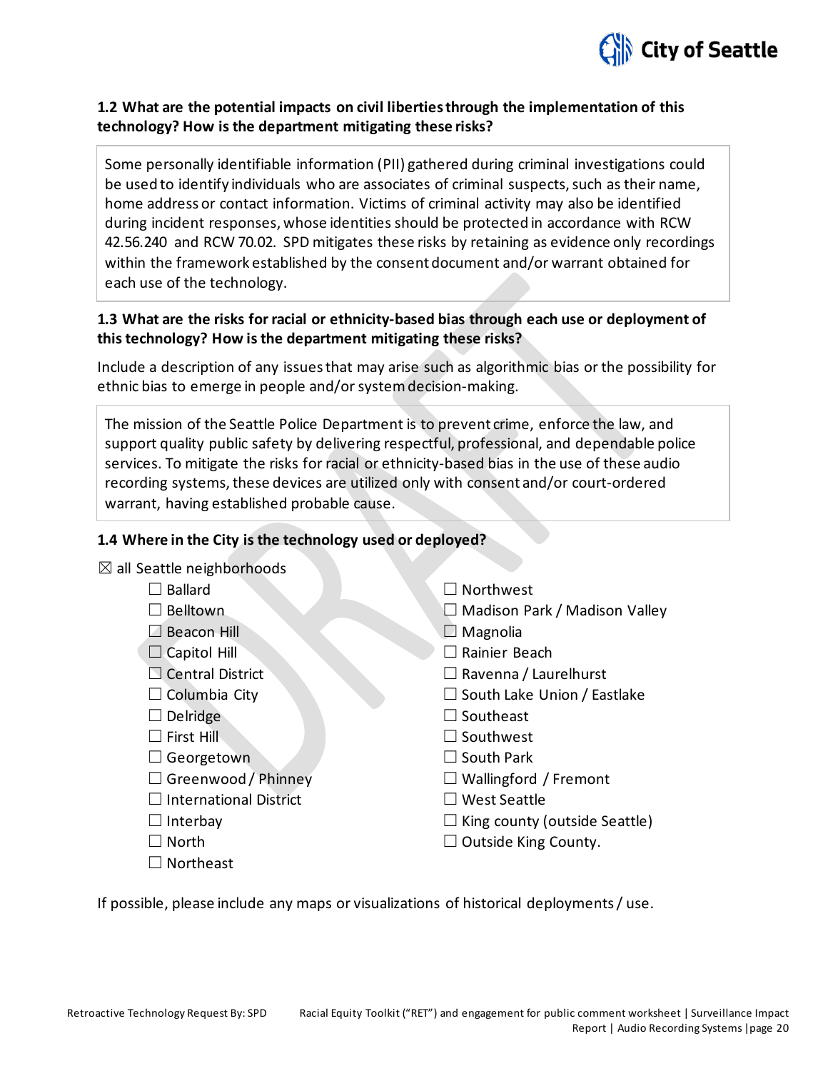### 1.2 What are the potential impacts on civil liberties through the implementation of this technology? How is the department mitigating these risks?

Some personally identifiable information (PII) gathered during criminal investigations could be used to identify individuals who are associates of criminal suspects, such as their name, home address or contact information. Victims of criminal activity may also be identified during incident responses, whose identities should be protected in accordance with RCW 42.56.240 and RCW 70.02. SPD mitigates these risks by retaining as evidence only recordings within the framework established by the consent document and/or warrant obtained for each use of the technology.

### 1.3 What are the risks for racial or ethnicity-based bias through each use or deployment of this technology? How is the department mitigating these risks?

Include a description of any issues that may arise such as algorithmic bias or the possibility for ethnic bias to emerge in people and/or system decision-making.

The mission of the Seattle Police Department is to prevent crime, enforce the law, and support quality public safety by delivering respectful, professional, and dependable police services. To mitigate the risks for racial or ethnicity-based bias in the use of these audio recording systems, these devices are utilized only with consent and/or court-ordered warrant, having established probable cause.

### 1.4 Where in the City is the technology used or deployed?

☒ all Seattle neighborhoods

- ☐ Ballard
- ☐ Belltown
- ☐ Beacon Hill
- ☐ Capitol Hill
- ☐ Central District
- ☐ Columbia City
- ☐ Delridge
- ☐ First Hill
- ☐ Georgetown
- ☐ Greenwood / Phinney
- ☐ International District
- ☐ Interbay
- ☐ North
- ☐ Northeast
- ☐ Northwest
- ☐ Madison Park / Madison Valley
- ☐ Magnolia
- ☐ Rainier Beach
- ☐ Ravenna / Laurelhurst
- ☐ South Lake Union / Eastlake
- ☐ Southeast
- ☐ Southwest
- ☐ South Park
- ☐ Wallingford / Fremont
- ☐ West Seattle
- ☐ King county (outside Seattle)
- ☐ Outside King County.

If possible, please include any maps or visualizations of historical deployments / use.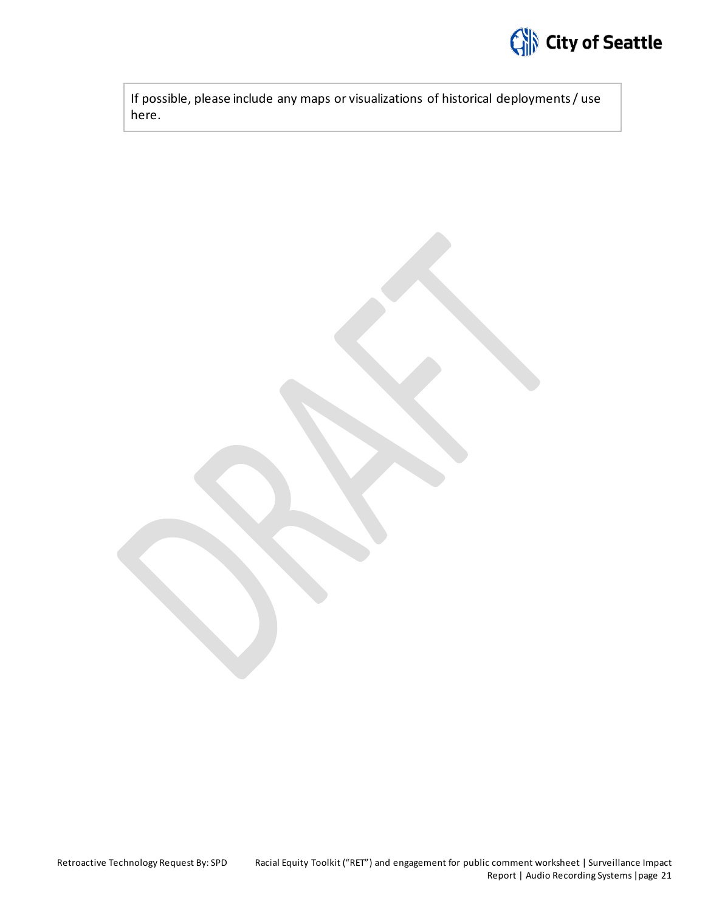| If possible, please include any maps or visualizations of historical deployments / use here. |
| --- |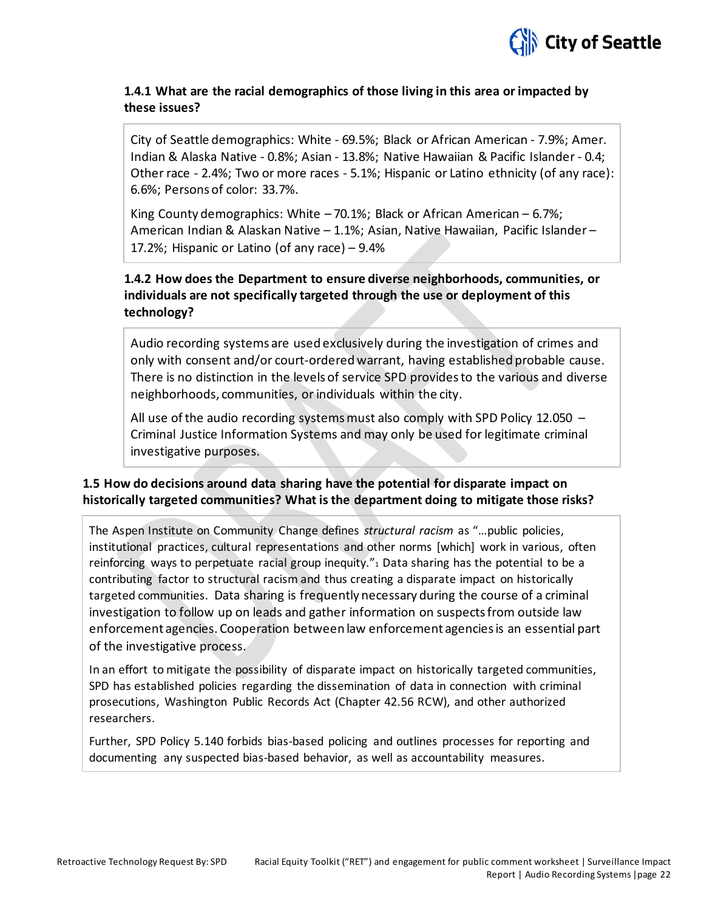### 1.4.1 What are the racial demographics of those living in this area or impacted by these issues?

City of Seattle demographics: White - 69.5%; Black or African American - 7.9%; Amer. Indian & Alaska Native - 0.8%; Asian - 13.8%; Native Hawaiian & Pacific Islander - 0.4; Other race - 2.4%; Two or more races - 5.1%; Hispanic or Latino ethnicity (of any race): 6.6%; Persons of color: 33.7%.

King County demographics: White – 70.1%; Black or African American – 6.7%; American Indian & Alaskan Native – 1.1%; Asian, Native Hawaiian, Pacific Islander – 17.2%; Hispanic or Latino (of any race) – 9.4%

### 1.4.2 How does the Department to ensure diverse neighborhoods, communities, or individuals are not specifically targeted through the use or deployment of this technology?

Audio recording systems are used exclusively during the investigation of crimes and only with consent and/or court-ordered warrant, having established probable cause. There is no distinction in the levels of service SPD provides to the various and diverse neighborhoods, communities, or individuals within the city.

All use of the audio recording systems must also comply with SPD Policy 12.050 – Criminal Justice Information Systems and may only be used for legitimate criminal investigative purposes.

### 1.5 How do decisions around data sharing have the potential for disparate impact on historically targeted communities? What is the department doing to mitigate those risks?

The Aspen Institute on Community Change defines *structural racism* as "…public policies, institutional practices, cultural representations and other norms [which] work in various, often reinforcing ways to perpetuate racial group inequity."[1] Data sharing has the potential to be a contributing factor to structural racism and thus creating a disparate impact on historically targeted communities. Data sharing is frequently necessary during the course of a criminal investigation to follow up on leads and gather information on suspects from outside law enforcement agencies. Cooperation between law enforcement agencies is an essential part of the investigative process.

In an effort to mitigate the possibility of disparate impact on historically targeted communities, SPD has established policies regarding the dissemination of data in connection with criminal prosecutions, Washington Public Records Act (Chapter 42.56 RCW), and other authorized researchers.

Further, SPD Policy 5.140 forbids bias-based policing and outlines processes for reporting and documenting any suspected bias-based behavior, as well as accountability measures.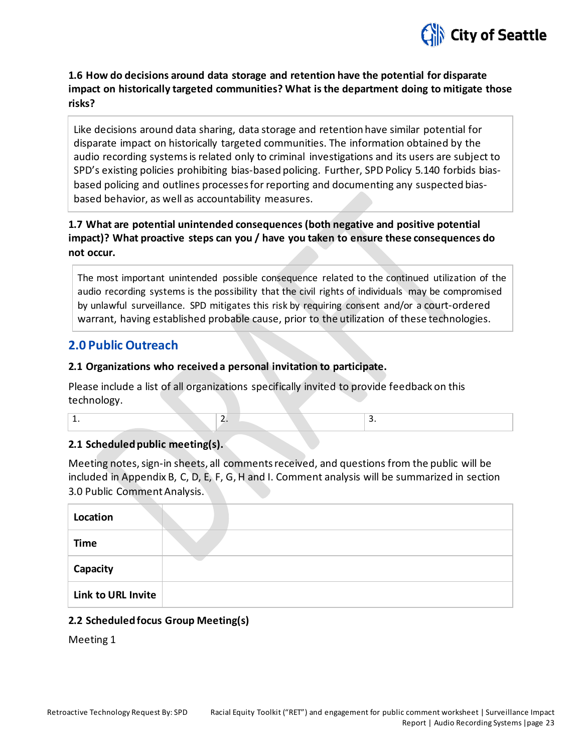**1.6 How do decisions around data storage and retention have the potential for disparate impact on historically targeted communities? What is the department doing to mitigate those risks?**

Like decisions around data sharing, data storage and retention have similar potential for disparate impact on historically targeted communities. The information obtained by the audio recording systems is related only to criminal investigations and its users are subject to SPD's existing policies prohibiting bias-based policing. Further, SPD Policy 5.140 forbids bias-based policing and outlines processes for reporting and documenting any suspected bias-based behavior, as well as accountability measures.

**1.7 What are potential unintended consequences (both negative and positive potential impact)? What proactive steps can you / have you taken to ensure these consequences do not occur.**

The most important unintended possible consequence related to the continued utilization of the audio recording systems is the possibility that the civil rights of individuals may be compromised by unlawful surveillance. SPD mitigates this risk by requiring consent and/or a court-ordered warrant, having established probable cause, prior to the utilization of these technologies.

## 2.0 Public Outreach

**2.1 Organizations who received a personal invitation to participate.**

Please include a list of all organizations specifically invited to provide feedback on this technology.

| 1. | 2. | 3. |
|---|---|---|

**2.1 Scheduled public meeting(s).**

Meeting notes, sign-in sheets, all comments received, and questions from the public will be included in Appendix B, C, D, E, F, G, H and I. Comment analysis will be summarized in section 3.0 Public Comment Analysis.

| | |
|---|---|
| **Location** | |
| **Time** | |
| **Capacity** | |
| **Link to URL Invite** | |

**2.2 Scheduled focus Group Meeting(s)**

Meeting 1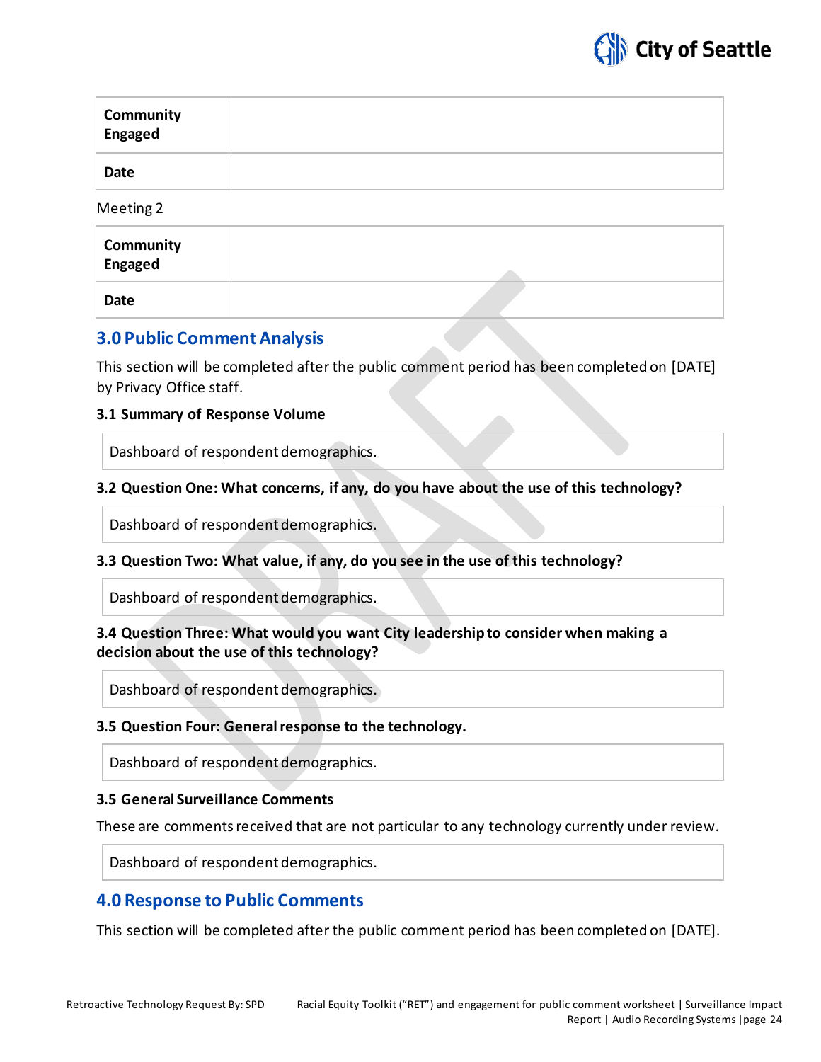| Community Engaged | |
| --- | --- |
| Date | |

Meeting 2

| Community Engaged | |
| --- | --- |
| Date | |

## 3.0 Public Comment Analysis

This section will be completed after the public comment period has been completed on [DATE] by Privacy Office staff.

### 3.1 Summary of Response Volume

| Dashboard of respondent demographics. |
| --- |

### 3.2 Question One: What concerns, if any, do you have about the use of this technology?

| Dashboard of respondent demographics. |
| --- |

### 3.3 Question Two: What value, if any, do you see in the use of this technology?

| Dashboard of respondent demographics. |
| --- |

### 3.4 Question Three: What would you want City leadership to consider when making a decision about the use of this technology?

| Dashboard of respondent demographics. |
| --- |

### 3.5 Question Four: General response to the technology.

| Dashboard of respondent demographics. |
| --- |

### 3.5 General Surveillance Comments

These are comments received that are not particular to any technology currently under review.

| Dashboard of respondent demographics. |
| --- |

## 4.0 Response to Public Comments

This section will be completed after the public comment period has been completed on [DATE].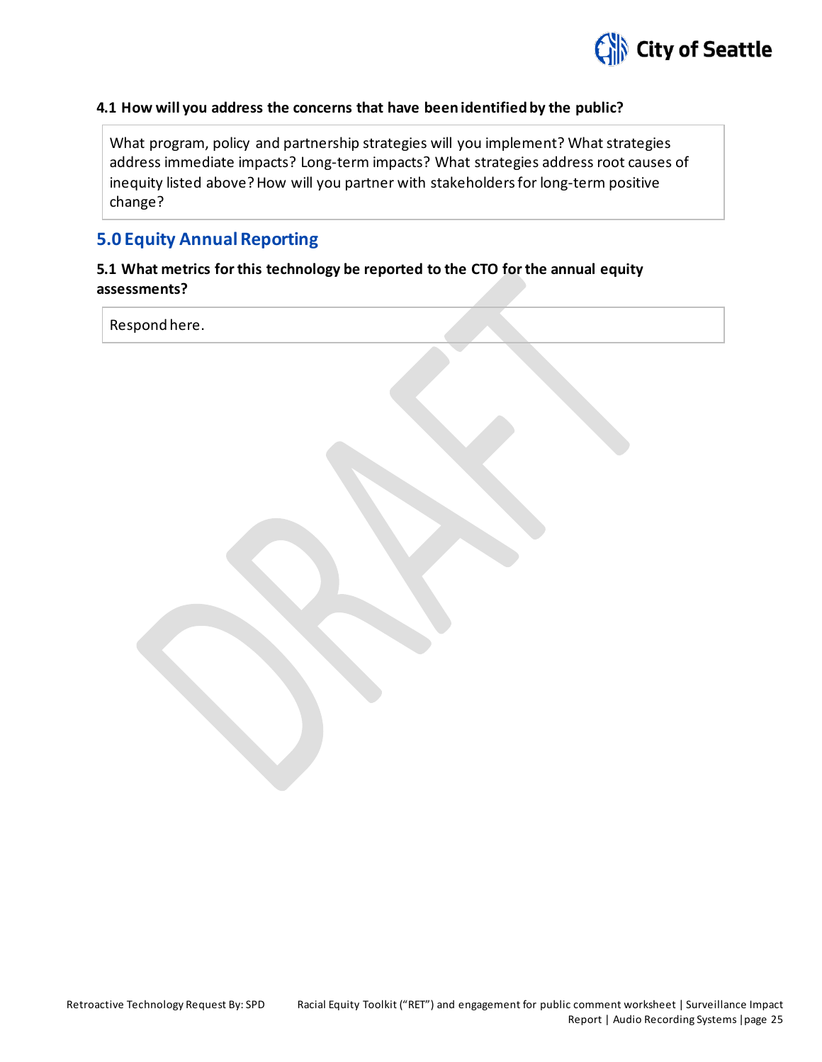**4.1 How will you address the concerns that have been identified by the public?**

What program, policy and partnership strategies will you implement? What strategies address immediate impacts? Long-term impacts? What strategies address root causes of inequity listed above? How will you partner with stakeholders for long-term positive change?

## 5.0 Equity Annual Reporting

**5.1 What metrics for this technology be reported to the CTO for the annual equity assessments?**

Respond here.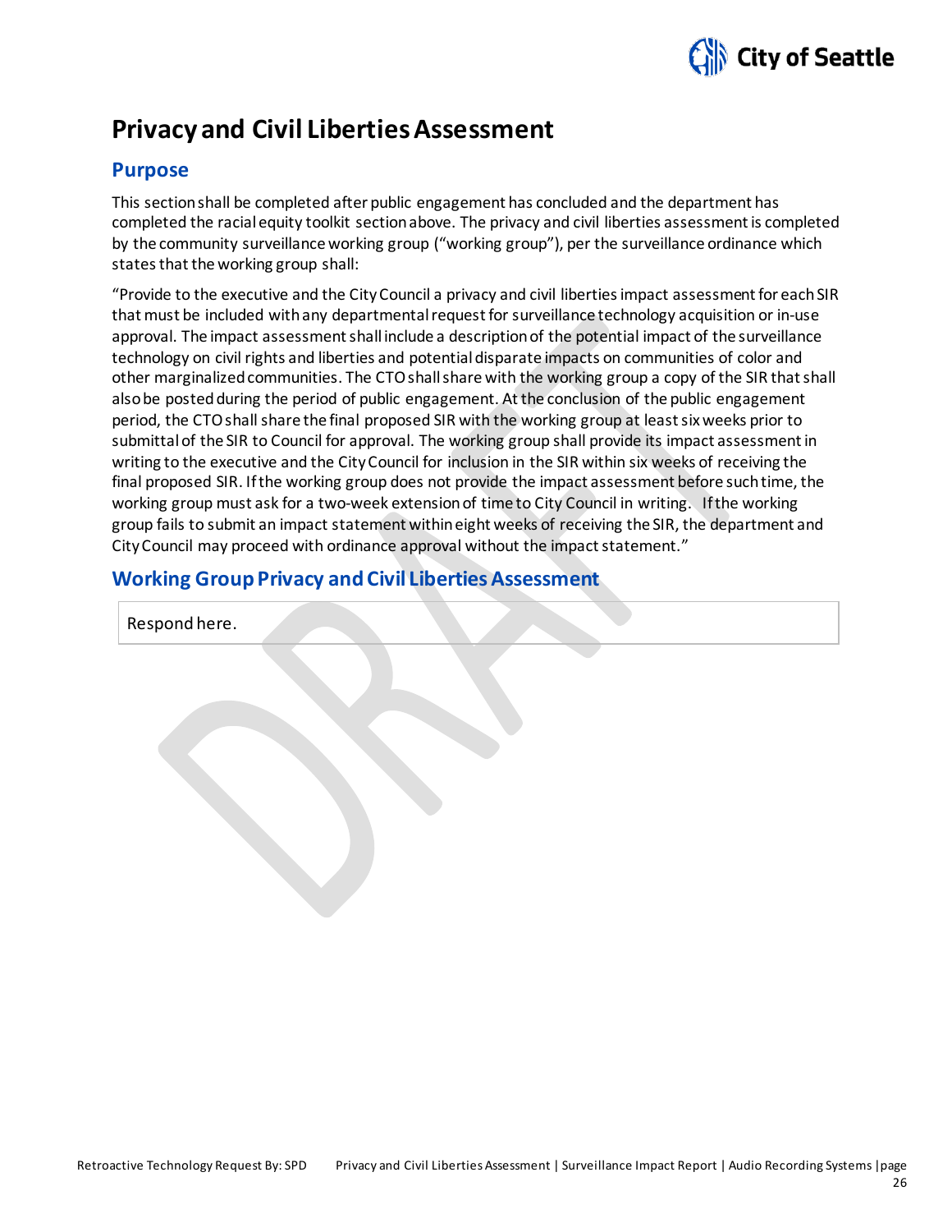# Privacy and Civil Liberties Assessment

## Purpose

This section shall be completed after public engagement has concluded and the department has completed the racial equity toolkit section above. The privacy and civil liberties assessment is completed by the community surveillance working group ("working group"), per the surveillance ordinance which states that the working group shall:

"Provide to the executive and the City Council a privacy and civil liberties impact assessment for each SIR that must be included with any departmental request for surveillance technology acquisition or in-use approval. The impact assessment shall include a description of the potential impact of the surveillance technology on civil rights and liberties and potential disparate impacts on communities of color and other marginalized communities. The CTO shall share with the working group a copy of the SIR that shall also be posted during the period of public engagement. At the conclusion of the public engagement period, the CTO shall share the final proposed SIR with the working group at least six weeks prior to submittal of the SIR to Council for approval. The working group shall provide its impact assessment in writing to the executive and the City Council for inclusion in the SIR within six weeks of receiving the final proposed SIR. If the working group does not provide the impact assessment before such time, the working group must ask for a two-week extension of time to City Council in writing. If the working group fails to submit an impact statement within eight weeks of receiving the SIR, the department and City Council may proceed with ordinance approval without the impact statement."

## Working Group Privacy and Civil Liberties Assessment

| Respond here. |
|---|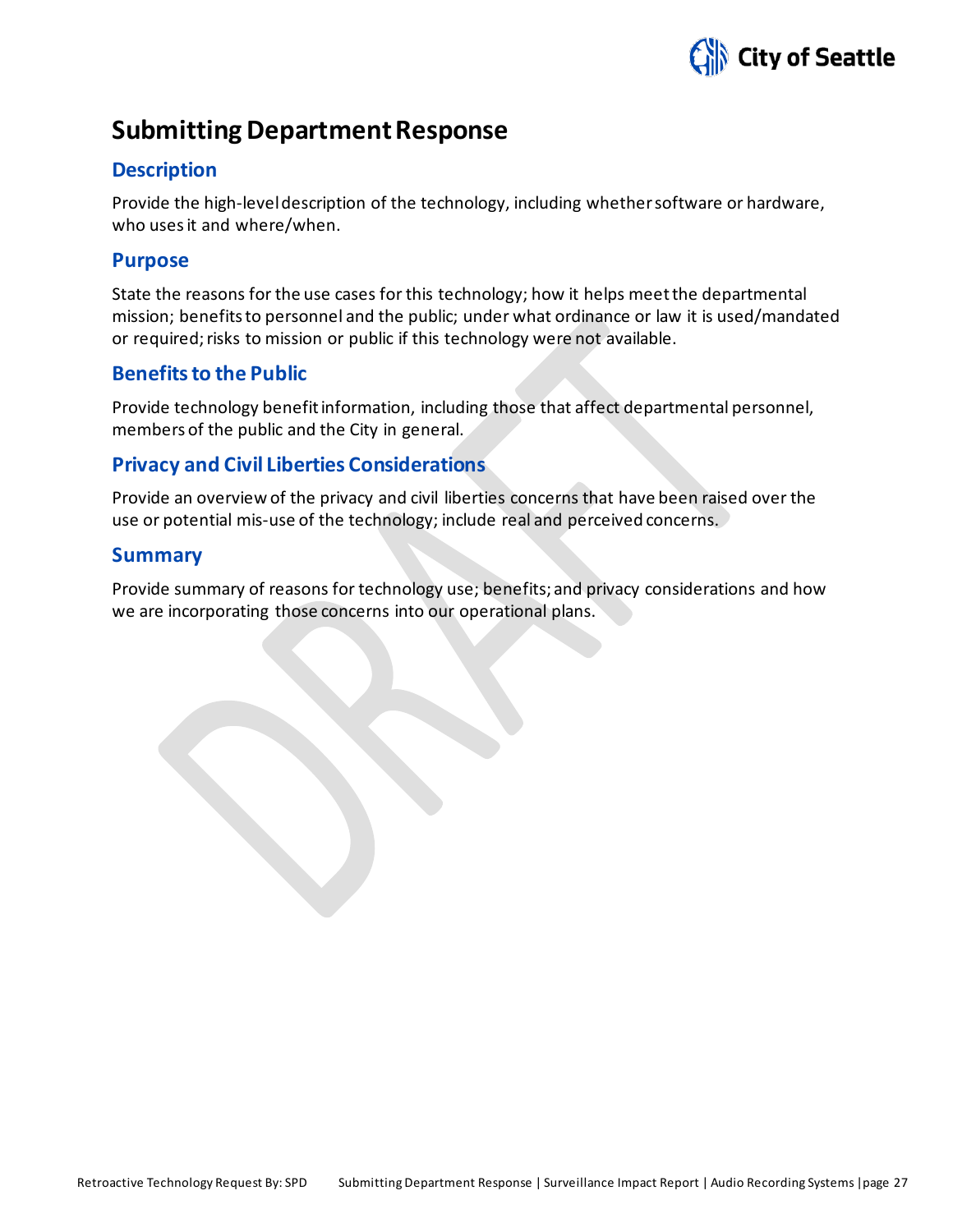# Submitting Department Response

## Description

Provide the high-level description of the technology, including whether software or hardware, who uses it and where/when.

## Purpose

State the reasons for the use cases for this technology; how it helps meet the departmental mission; benefits to personnel and the public; under what ordinance or law it is used/mandated or required; risks to mission or public if this technology were not available.

## Benefits to the Public

Provide technology benefit information, including those that affect departmental personnel, members of the public and the City in general.

## Privacy and Civil Liberties Considerations

Provide an overview of the privacy and civil liberties concerns that have been raised over the use or potential mis-use of the technology; include real and perceived concerns.

## Summary

Provide summary of reasons for technology use; benefits; and privacy considerations and how we are incorporating those concerns into our operational plans.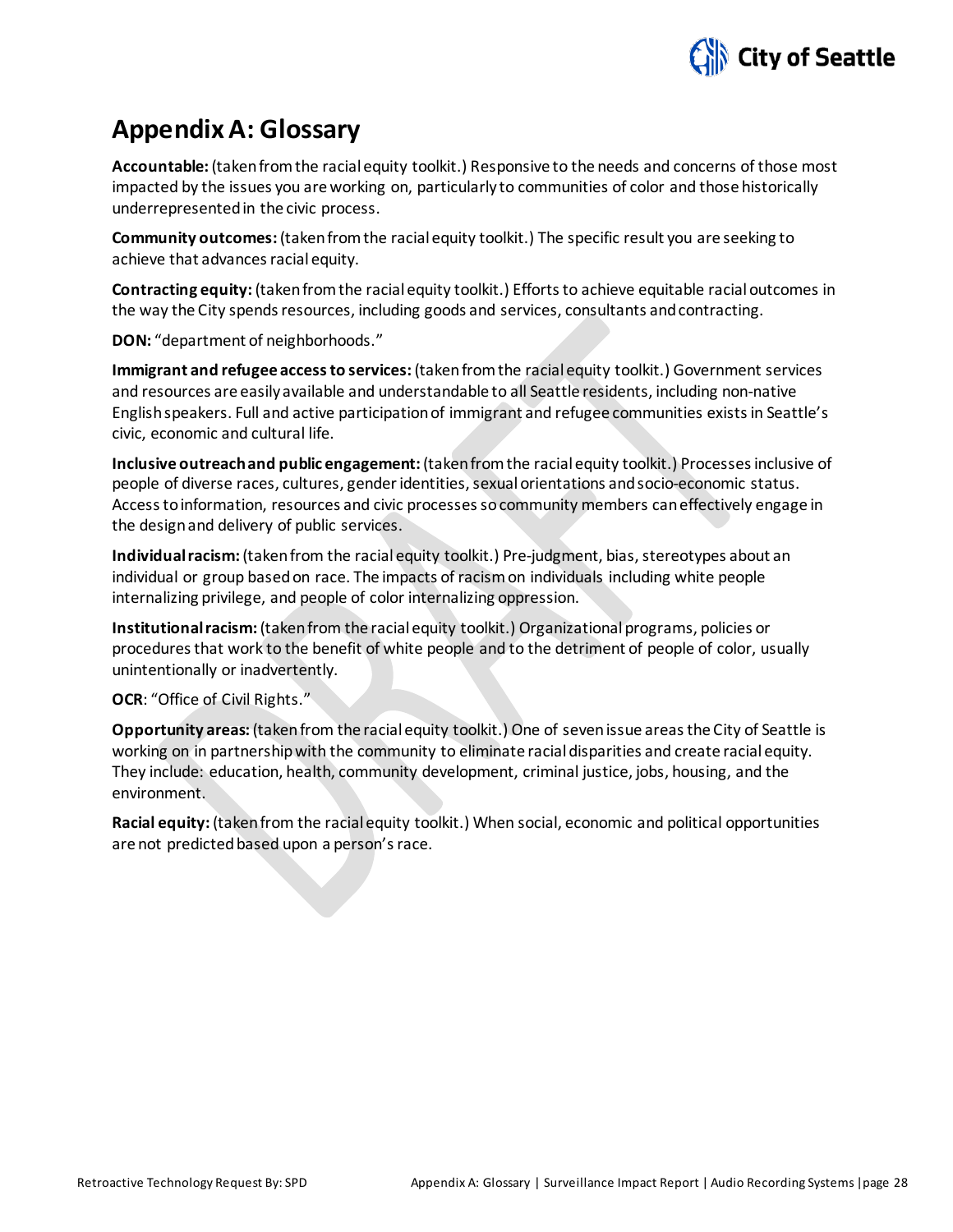# Appendix A: Glossary

**Accountable:** (taken from the racial equity toolkit.) Responsive to the needs and concerns of those most impacted by the issues you are working on, particularly to communities of color and those historically underrepresented in the civic process.

**Community outcomes:** (taken from the racial equity toolkit.) The specific result you are seeking to achieve that advances racial equity.

**Contracting equity:** (taken from the racial equity toolkit.) Efforts to achieve equitable racial outcomes in the way the City spends resources, including goods and services, consultants and contracting.

**DON:** "department of neighborhoods."

**Immigrant and refugee access to services:** (taken from the racial equity toolkit.) Government services and resources are easily available and understandable to all Seattle residents, including non-native English speakers. Full and active participation of immigrant and refugee communities exists in Seattle's civic, economic and cultural life.

**Inclusive outreach and public engagement:** (taken from the racial equity toolkit.) Processes inclusive of people of diverse races, cultures, gender identities, sexual orientations and socio-economic status. Access to information, resources and civic processes so community members can effectively engage in the design and delivery of public services.

**Individual racism:** (taken from the racial equity toolkit.) Pre-judgment, bias, stereotypes about an individual or group based on race. The impacts of racism on individuals including white people internalizing privilege, and people of color internalizing oppression.

**Institutional racism:** (taken from the racial equity toolkit.) Organizational programs, policies or procedures that work to the benefit of white people and to the detriment of people of color, usually unintentionally or inadvertently.

**OCR**: "Office of Civil Rights."

**Opportunity areas:** (taken from the racial equity toolkit.) One of seven issue areas the City of Seattle is working on in partnership with the community to eliminate racial disparities and create racial equity. They include: education, health, community development, criminal justice, jobs, housing, and the environment.

**Racial equity:** (taken from the racial equity toolkit.) When social, economic and political opportunities are not predicted based upon a person's race.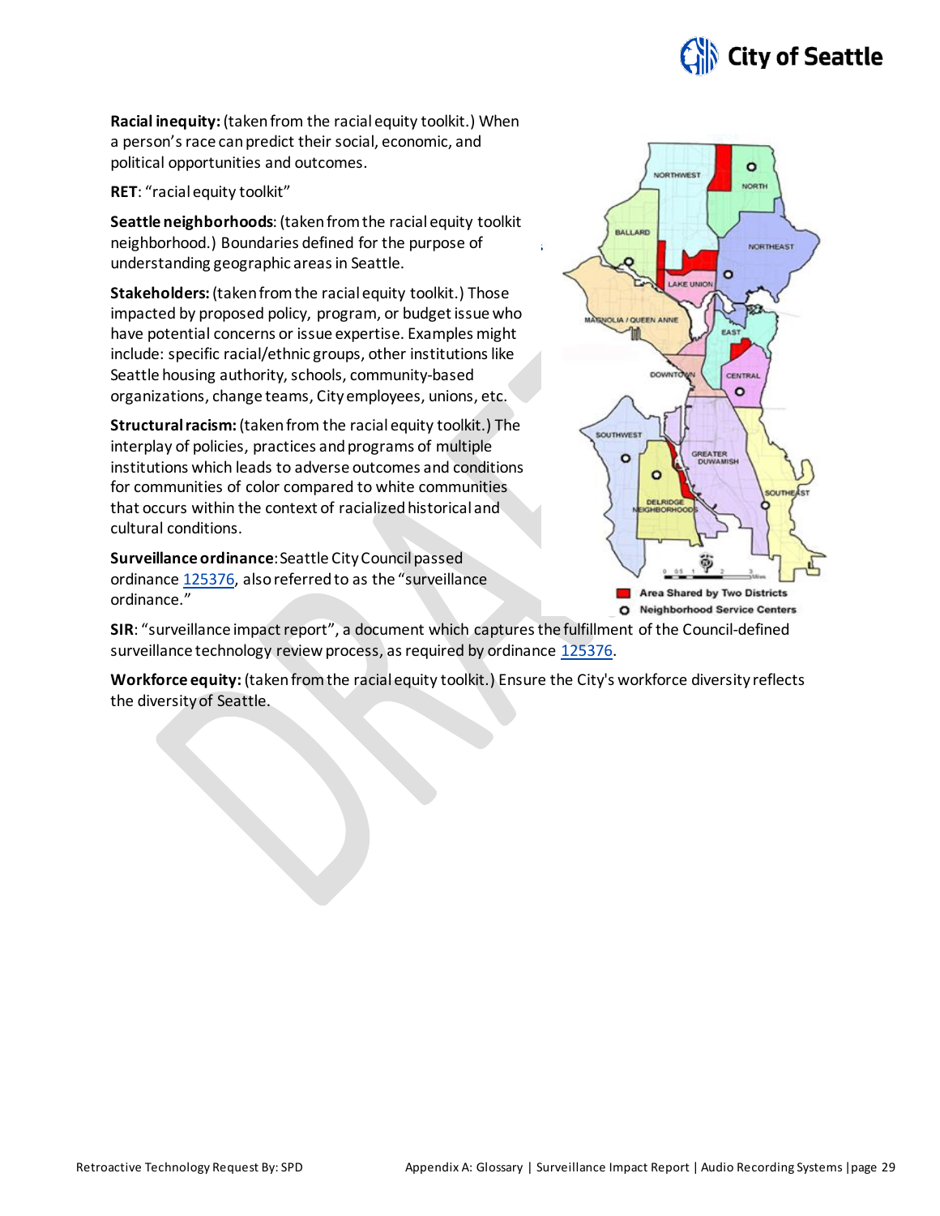**Racial inequity:** (taken from the racial equity toolkit.) When a person's race can predict their social, economic, and political opportunities and outcomes.

**RET**: "racial equity toolkit"

**Seattle neighborhoods**: (taken from the racial equity toolkit neighborhood.) Boundaries defined for the purpose of understanding geographic areas in Seattle.

**Stakeholders:** (taken from the racial equity toolkit.) Those impacted by proposed policy, program, or budget issue who have potential concerns or issue expertise. Examples might include: specific racial/ethnic groups, other institutions like Seattle housing authority, schools, community-based organizations, change teams, City employees, unions, etc.

**Structural racism:** (taken from the racial equity toolkit.) The interplay of policies, practices and programs of multiple institutions which leads to adverse outcomes and conditions for communities of color compared to white communities that occurs within the context of racialized historical and cultural conditions.

**Surveillance ordinance**: Seattle City Council passed ordinance 125376, also referred to as the "surveillance ordinance."

NORTHWEST
NORTH
BALLARD
NORTHEAST
LAKE UNION
MAGNOLIA / QUEEN ANNE
EAST
DOWNTOWN
CENTRAL
SOUTHWEST
GREATER DUWAMISH
SOUTHEAST
DELRIDGE NEIGHBORHOODS
Area Shared by Two Districts
Neighborhood Service Centers

**SIR**: "surveillance impact report", a document which captures the fulfillment of the Council-defined surveillance technology review process, as required by ordinance 125376.

**Workforce equity:** (taken from the racial equity toolkit.) Ensure the City's workforce diversity reflects the diversity of Seattle.